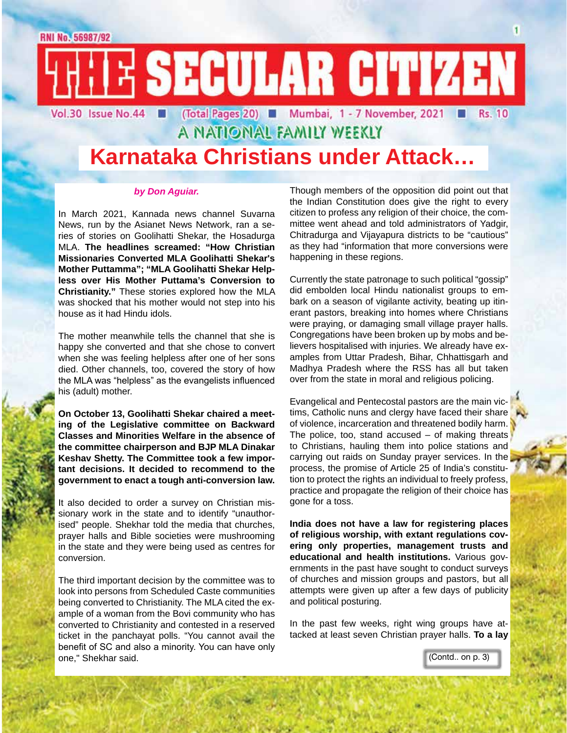RNI No. 56987/92

# THE SECULAR CITIZEN

Vol.30 Issue No.44 ■ (Total Pages 20) ■ Mumbai, 1 - 7 November, 2021 ■ Rs. 10

A NATIONAL FAMILY WEEKLY

# Karnataka Christians under Attack…

***by Don Aguiar.***

In March 2021, Kannada news channel Suvarna News, run by the Asianet News Network, ran a series of stories on Goolihatti Shekar, the Hosadurga MLA. **The headlines screamed: "How Christian Missionaries Converted MLA Goolihatti Shekar's Mother Puttamma"; "MLA Goolihatti Shekar Helpless over His Mother Puttama's Conversion to Christianity."** These stories explored how the MLA was shocked that his mother would not step into his house as it had Hindu idols.

The mother meanwhile tells the channel that she is happy she converted and that she chose to convert when she was feeling helpless after one of her sons died. Other channels, too, covered the story of how the MLA was "helpless" as the evangelists influenced his (adult) mother.

**On October 13, Goolihatti Shekar chaired a meeting of the Legislative committee on Backward Classes and Minorities Welfare in the absence of the committee chairperson and BJP MLA Dinakar Keshav Shetty. The Committee took a few important decisions. It decided to recommend to the government to enact a tough anti-conversion law.**

It also decided to order a survey on Christian missionary work in the state and to identify "unauthorised" people. Shekhar told the media that churches, prayer halls and Bible societies were mushrooming in the state and they were being used as centres for conversion.

The third important decision by the committee was to look into persons from Scheduled Caste communities being converted to Christianity. The MLA cited the example of a woman from the Bovi community who has converted to Christianity and contested in a reserved ticket in the panchayat polls. "You cannot avail the benefit of SC and also a minority. You can have only one," Shekhar said.

Though members of the opposition did point out that the Indian Constitution does give the right to every citizen to profess any religion of their choice, the committee went ahead and told administrators of Yadgir, Chitradurga and Vijayapura districts to be "cautious" as they had "information that more conversions were happening in these regions.

Currently the state patronage to such political "gossip" did embolden local Hindu nationalist groups to embark on a season of vigilante activity, beating up itinerant pastors, breaking into homes where Christians were praying, or damaging small village prayer halls. Congregations have been broken up by mobs and believers hospitalised with injuries. We already have examples from Uttar Pradesh, Bihar, Chhattisgarh and Madhya Pradesh where the RSS has all but taken over from the state in moral and religious policing.

Evangelical and Pentecostal pastors are the main victims, Catholic nuns and clergy have faced their share of violence, incarceration and threatened bodily harm. The police, too, stand accused – of making threats to Christians, hauling them into police stations and carrying out raids on Sunday prayer services. In the process, the promise of Article 25 of India's constitution to protect the rights an individual to freely profess, practice and propagate the religion of their choice has gone for a toss.

**India does not have a law for registering places of religious worship, with extant regulations covering only properties, management trusts and educational and health institutions.** Various governments in the past have sought to conduct surveys of churches and mission groups and pastors, but all attempts were given up after a few days of publicity and political posturing.

In the past few weeks, right wing groups have attacked at least seven Christian prayer halls. **To a lay**

(Contd.. on p. 3)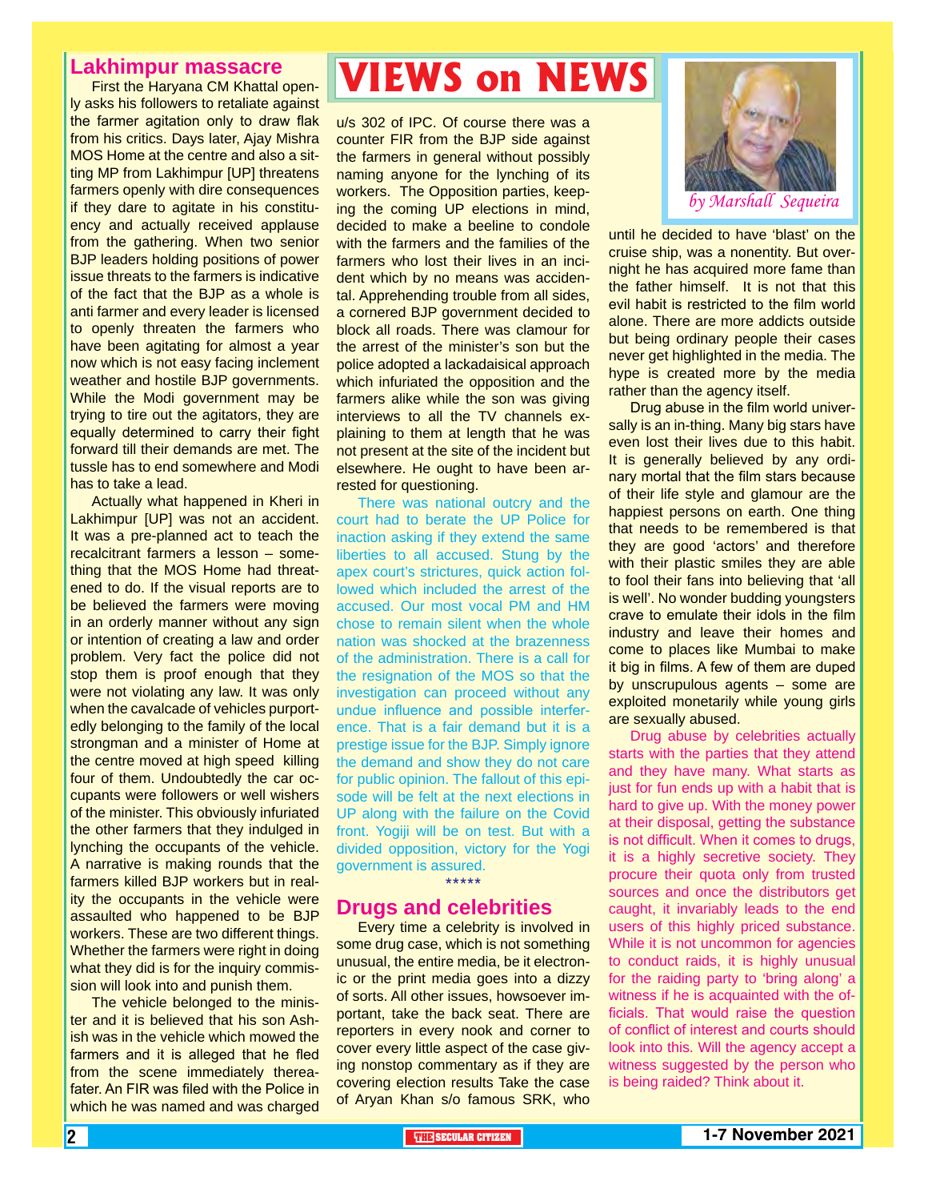# VIEWS on NEWS

*by Marshall Sequeira*

## Lakhimpur massacre

First the Haryana CM Khattal openly asks his followers to retaliate against the farmer agitation only to draw flak from his critics. Days later, Ajay Mishra MOS Home at the centre and also a sitting MP from Lakhimpur [UP] threatens farmers openly with dire consequences if they dare to agitate in his constituency and actually received applause from the gathering. When two senior BJP leaders holding positions of power issue threats to the farmers is indicative of the fact that the BJP as a whole is anti farmer and every leader is licensed to openly threaten the farmers who have been agitating for almost a year now which is not easy facing inclement weather and hostile BJP governments. While the Modi government may be trying to tire out the agitators, they are equally determined to carry their fight forward till their demands are met. The tussle has to end somewhere and Modi has to take a lead.

Actually what happened in Kheri in Lakhimpur [UP] was not an accident. It was a pre-planned act to teach the recalcitrant farmers a lesson – something that the MOS Home had threatened to do. If the visual reports are to be believed the farmers were moving in an orderly manner without any sign or intention of creating a law and order problem. Very fact the police did not stop them is proof enough that they were not violating any law. It was only when the cavalcade of vehicles purportedly belonging to the family of the local strongman and a minister of Home at the centre moved at high speed killing four of them. Undoubtedly the car occupants were followers or well wishers of the minister. This obviously infuriated the other farmers that they indulged in lynching the occupants of the vehicle. A narrative is making rounds that the farmers killed BJP workers but in reality the occupants in the vehicle were assaulted who happened to be BJP workers. These are two different things. Whether the farmers were right in doing what they did is for the inquiry commission will look into and punish them.

The vehicle belonged to the minister and it is believed that his son Ashish was in the vehicle which mowed the farmers and it is alleged that he fled from the scene immediately thereafater. An FIR was filed with the Police in which he was named and was charged u/s 302 of IPC. Of course there was a counter FIR from the BJP side against the farmers in general without possibly naming anyone for the lynching of its workers. The Opposition parties, keeping the coming UP elections in mind, decided to make a beeline to condole with the farmers and the families of the farmers who lost their lives in an incident which by no means was accidental. Apprehending trouble from all sides, a cornered BJP government decided to block all roads. There was clamour for the arrest of the minister's son but the police adopted a lackadaisical approach which infuriated the opposition and the farmers alike while the son was giving interviews to all the TV channels explaining to them at length that he was not present at the site of the incident but elsewhere. He ought to have been arrested for questioning.

There was national outcry and the court had to berate the UP Police for inaction asking if they extend the same liberties to all accused. Stung by the apex court's strictures, quick action followed which included the arrest of the accused. Our most vocal PM and HM chose to remain silent when the whole nation was shocked at the brazenness of the administration. There is a call for the resignation of the MOS so that the investigation can proceed without any undue influence and possible interference. That is a fair demand but it is a prestige issue for the BJP. Simply ignore the demand and show they do not care for public opinion. The fallout of this episode will be felt at the next elections in UP along with the failure on the Covid front. Yogiji will be on test. But with a divided opposition, victory for the Yogi government is assured.

*****

## Drugs and celebrities

Every time a celebrity is involved in some drug case, which is not something unusual, the entire media, be it electronic or the print media goes into a dizzy of sorts. All other issues, howsoever important, take the back seat. There are reporters in every nook and corner to cover every little aspect of the case giving nonstop commentary as if they are covering election results Take the case of Aryan Khan s/o famous SRK, who until he decided to have 'blast' on the cruise ship, was a nonentity. But overnight he has acquired more fame than the father himself. It is not that this evil habit is restricted to the film world alone. There are more addicts outside but being ordinary people their cases never get highlighted in the media. The hype is created more by the media rather than the agency itself.

Drug abuse in the film world universally is an in-thing. Many big stars have even lost their lives due to this habit. It is generally believed by any ordinary mortal that the film stars because of their life style and glamour are the happiest persons on earth. One thing that needs to be remembered is that they are good 'actors' and therefore with their plastic smiles they are able to fool their fans into believing that 'all is well'. No wonder budding youngsters crave to emulate their idols in the film industry and leave their homes and come to places like Mumbai to make it big in films. A few of them are duped by unscrupulous agents – some are exploited monetarily while young girls are sexually abused.

Drug abuse by celebrities actually starts with the parties that they attend and they have many. What starts as just for fun ends up with a habit that is hard to give up. With the money power at their disposal, getting the substance is not difficult. When it comes to drugs, it is a highly secretive society. They procure their quota only from trusted sources and once the distributors get caught, it invariably leads to the end users of this highly priced substance. While it is not uncommon for agencies to conduct raids, it is highly unusual for the raiding party to 'bring along' a witness if he is acquainted with the officials. That would raise the question of conflict of interest and courts should look into this. Will the agency accept a witness suggested by the person who is being raided? Think about it.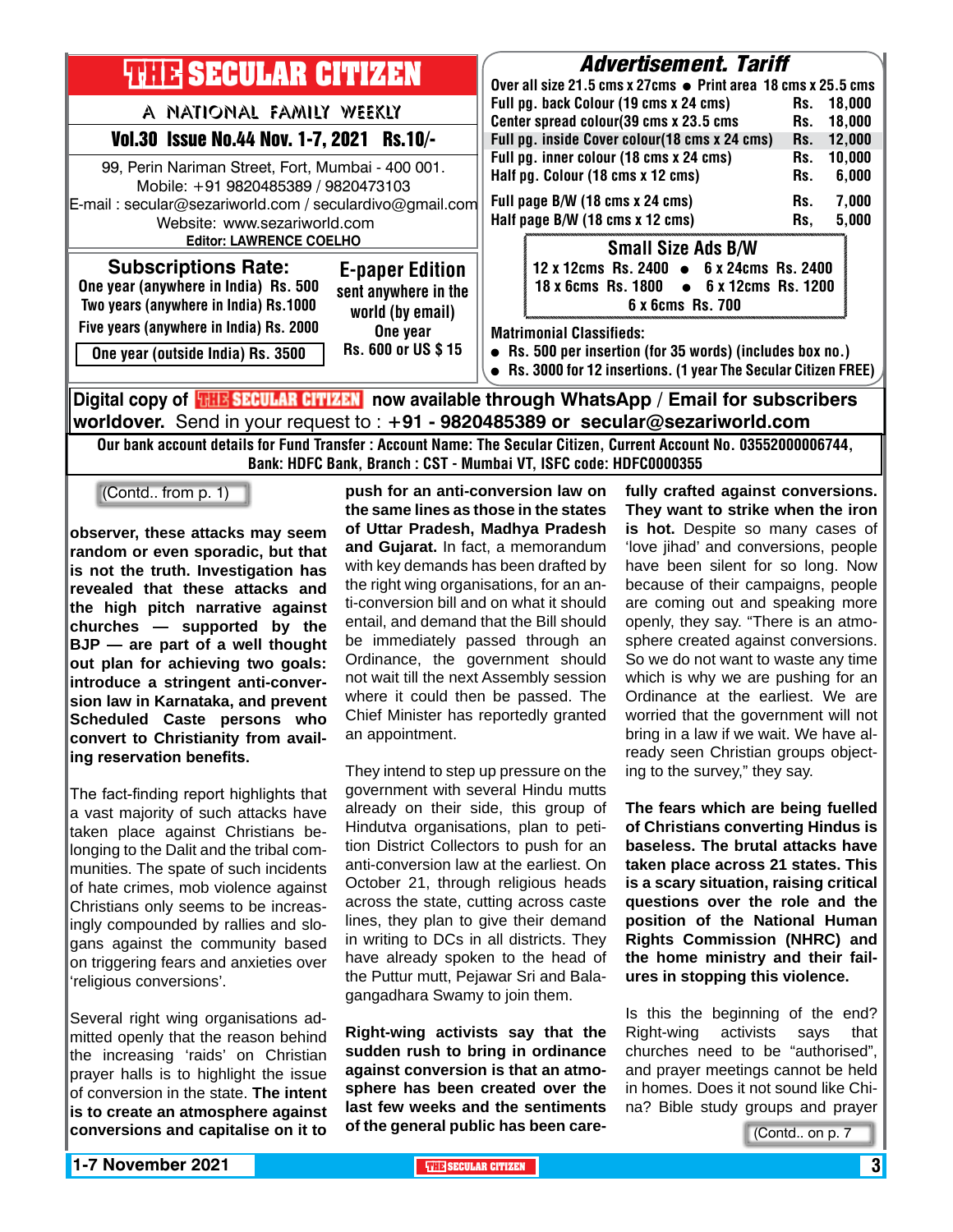# THE SECULAR CITIZEN

A NATIONAL FAMILY WEEKLY

**Vol.30 Issue No.44 Nov. 1-7, 2021 Rs.10/-**

99, Perin Nariman Street, Fort, Mumbai - 400 001.
Mobile: +91 9820485389 / 9820473103
E-mail : secular@sezariworld.com / seculardivo@gmail.com
Website: www.sezariworld.com
**Editor: LAWRENCE COELHO**

## Subscriptions Rate:

One year (anywhere in India) Rs. 500
Two years (anywhere in India) Rs.1000
Five years (anywhere in India) Rs. 2000
One year (outside India) Rs. 3500

## E-paper Edition

sent anywhere in the world (by email)
One year
Rs. 600 or US $ 15

## Advertisement. Tariff

Over all size 21.5 cms x 27cms ● Print area 18 cms x 25.5 cms

| | |
|---|---|
| Full pg. back Colour (19 cms x 24 cms) | Rs. 18,000 |
| Center spread colour(39 cms x 23.5 cms | Rs. 18,000 |
| Full pg. inside Cover colour(18 cms x 24 cms) | Rs. 12,000 |
| Full pg. inner colour (18 cms x 24 cms) | Rs. 10,000 |
| Half pg. Colour (18 cms x 12 cms) | Rs. 6,000 |
| Full page B/W (18 cms x 24 cms) | Rs. 7,000 |
| Half page B/W (18 cms x 12 cms) | Rs, 5,000 |

### Small Size Ads B/W

12 x 12cms Rs. 2400 ● 6 x 24cms Rs. 2400
18 x 6cms Rs. 1800 ● 6 x 12cms Rs. 1200
6 x 6cms Rs. 700

**Matrimonial Classifieds:**

- Rs. 500 per insertion (for 35 words) (includes box no.)
- Rs. 3000 for 12 insertions. (1 year The Secular Citizen FREE)

**Digital copy of THE SECULAR CITIZEN now available through WhatsApp / Email for subscribers worldover.** Send in your request to : **+91 - 9820485389 or secular@sezariworld.com**

**Our bank account details for Fund Transfer : Account Name: The Secular Citizen, Current Account No. 03552000006744, Bank: HDFC Bank, Branch : CST - Mumbai VT, ISFC code: HDFC0000355**

(Contd.. from p. 1)

**observer, these attacks may seem random or even sporadic, but that is not the truth. Investigation has revealed that these attacks and the high pitch narrative against churches — supported by the BJP — are part of a well thought out plan for achieving two goals: introduce a stringent anti-conversion law in Karnataka, and prevent Scheduled Caste persons who convert to Christianity from availing reservation benefits.**

The fact-finding report highlights that a vast majority of such attacks have taken place against Christians belonging to the Dalit and the tribal communities. The spate of such incidents of hate crimes, mob violence against Christians only seems to be increasingly compounded by rallies and slogans against the community based on triggering fears and anxieties over 'religious conversions'.

Several right wing organisations admitted openly that the reason behind the increasing 'raids' on Christian prayer halls is to highlight the issue of conversion in the state. **The intent is to create an atmosphere against conversions and capitalise on it to push for an anti-conversion law on the same lines as those in the states of Uttar Pradesh, Madhya Pradesh and Gujarat.** In fact, a memorandum with key demands has been drafted by the right wing organisations, for an anti-conversion bill and on what it should entail, and demand that the Bill should be immediately passed through an Ordinance, the government should not wait till the next Assembly session where it could then be passed. The Chief Minister has reportedly granted an appointment.

They intend to step up pressure on the government with several Hindu mutts already on their side, this group of Hindutva organisations, plan to petition District Collectors to push for an anti-conversion law at the earliest. On October 21, through religious heads across the state, cutting across caste lines, they plan to give their demand in writing to DCs in all districts. They have already spoken to the head of the Puttur mutt, Pejawar Sri and Balagangadhara Swamy to join them.

**Right-wing activists say that the sudden rush to bring in ordinance against conversion is that an atmosphere has been created over the last few weeks and the sentiments of the general public has been carefully crafted against conversions. They want to strike when the iron is hot.** Despite so many cases of 'love jihad' and conversions, people have been silent for so long. Now because of their campaigns, people are coming out and speaking more openly, they say. "There is an atmosphere created against conversions. So we do not want to waste any time which is why we are pushing for an Ordinance at the earliest. We are worried that the government will not bring in a law if we wait. We have already seen Christian groups objecting to the survey," they say.

**The fears which are being fuelled of Christians converting Hindus is baseless. The brutal attacks have taken place across 21 states. This is a scary situation, raising critical questions over the role and the position of the National Human Rights Commission (NHRC) and the home ministry and their failures in stopping this violence.**

Is this the beginning of the end? Right-wing activists says that churches need to be "authorised", and prayer meetings cannot be held in homes. Does it not sound like China? Bible study groups and prayer

(Contd.. on p. 7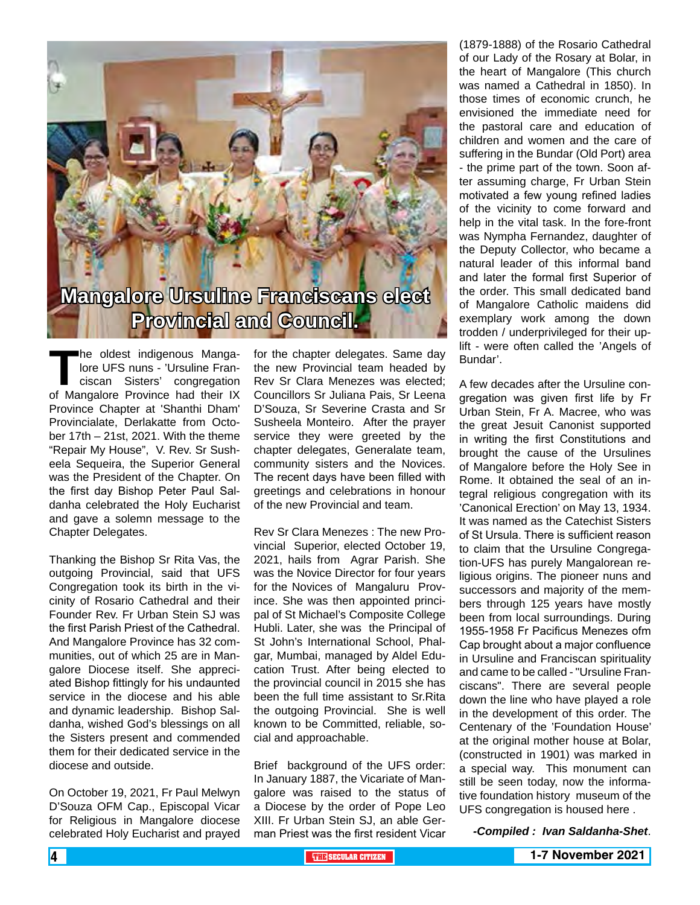# Mangalore Ursuline Franciscans elect Provincial and Council.

The oldest indigenous Mangalore UFS nuns - 'Ursuline Franciscan Sisters' congregation of Mangalore Province had their IX Province Chapter at 'Shanthi Dham' Provincialate, Derlakatte from October 17th – 21st, 2021. With the theme "Repair My House", V. Rev. Sr Susheela Sequeira, the Superior General was the President of the Chapter. On the first day Bishop Peter Paul Saldanha celebrated the Holy Eucharist and gave a solemn message to the Chapter Delegates.

Thanking the Bishop Sr Rita Vas, the outgoing Provincial, said that UFS Congregation took its birth in the vicinity of Rosario Cathedral and their Founder Rev. Fr Urban Stein SJ was the first Parish Priest of the Cathedral. And Mangalore Province has 32 communities, out of which 25 are in Mangalore Diocese itself. She appreciated Bishop fittingly for his undaunted service in the diocese and his able and dynamic leadership. Bishop Saldanha, wished God's blessings on all the Sisters present and commended them for their dedicated service in the diocese and outside.

On October 19, 2021, Fr Paul Melwyn D'Souza OFM Cap., Episcopal Vicar for Religious in Mangalore diocese celebrated Holy Eucharist and prayed for the chapter delegates. Same day the new Provincial team headed by Rev Sr Clara Menezes was elected; Councillors Sr Juliana Pais, Sr Leena D'Souza, Sr Severine Crasta and Sr Susheela Monteiro. After the prayer service they were greeted by the chapter delegates, Generalate team, community sisters and the Novices. The recent days have been filled with greetings and celebrations in honour of the new Provincial and team.

Rev Sr Clara Menezes : The new Provincial Superior, elected October 19, 2021, hails from Agrar Parish. She was the Novice Director for four years for the Novices of Mangaluru Province. She was then appointed principal of St Michael's Composite College Hubli. Later, she was the Principal of St John's International School, Phalgar, Mumbai, managed by Aldel Education Trust. After being elected to the provincial council in 2015 she has been the full time assistant to Sr.Rita the outgoing Provincial. She is well known to be Committed, reliable, social and approachable.

Brief background of the UFS order: In January 1887, the Vicariate of Mangalore was raised to the status of a Diocese by the order of Pope Leo XIII. Fr Urban Stein SJ, an able German Priest was the first resident Vicar (1879-1888) of the Rosario Cathedral of our Lady of the Rosary at Bolar, in the heart of Mangalore (This church was named a Cathedral in 1850). In those times of economic crunch, he envisioned the immediate need for the pastoral care and education of children and women and the care of suffering in the Bundar (Old Port) area - the prime part of the town. Soon after assuming charge, Fr Urban Stein motivated a few young refined ladies of the vicinity to come forward and help in the vital task. In the fore-front was Nympha Fernandez, daughter of the Deputy Collector, who became a natural leader of this informal band and later the formal first Superior of the order. This small dedicated band of Mangalore Catholic maidens did exemplary work among the down trodden / underprivileged for their uplift - were often called the 'Angels of Bundar'.

A few decades after the Ursuline congregation was given first life by Fr Urban Stein, Fr A. Macree, who was the great Jesuit Canonist supported in writing the first Constitutions and brought the cause of the Ursulines of Mangalore before the Holy See in Rome. It obtained the seal of an integral religious congregation with its 'Canonical Erection' on May 13, 1934. It was named as the Catechist Sisters of St Ursula. There is sufficient reason to claim that the Ursuline Congregation-UFS has purely Mangalorean religious origins. The pioneer nuns and successors and majority of the members through 125 years have mostly been from local surroundings. During 1955-1958 Fr Pacificus Menezes ofm Cap brought about a major confluence in Ursuline and Franciscan spirituality and came to be called - "Ursuline Franciscans". There are several people down the line who have played a role in the development of this order. The Centenary of the 'Foundation House' at the original mother house at Bolar, (constructed in 1901) was marked in a special way. This monument can still be seen today, now the informative foundation history museum of the UFS congregation is housed here .

***-Compiled : Ivan Saldanha-Shet***.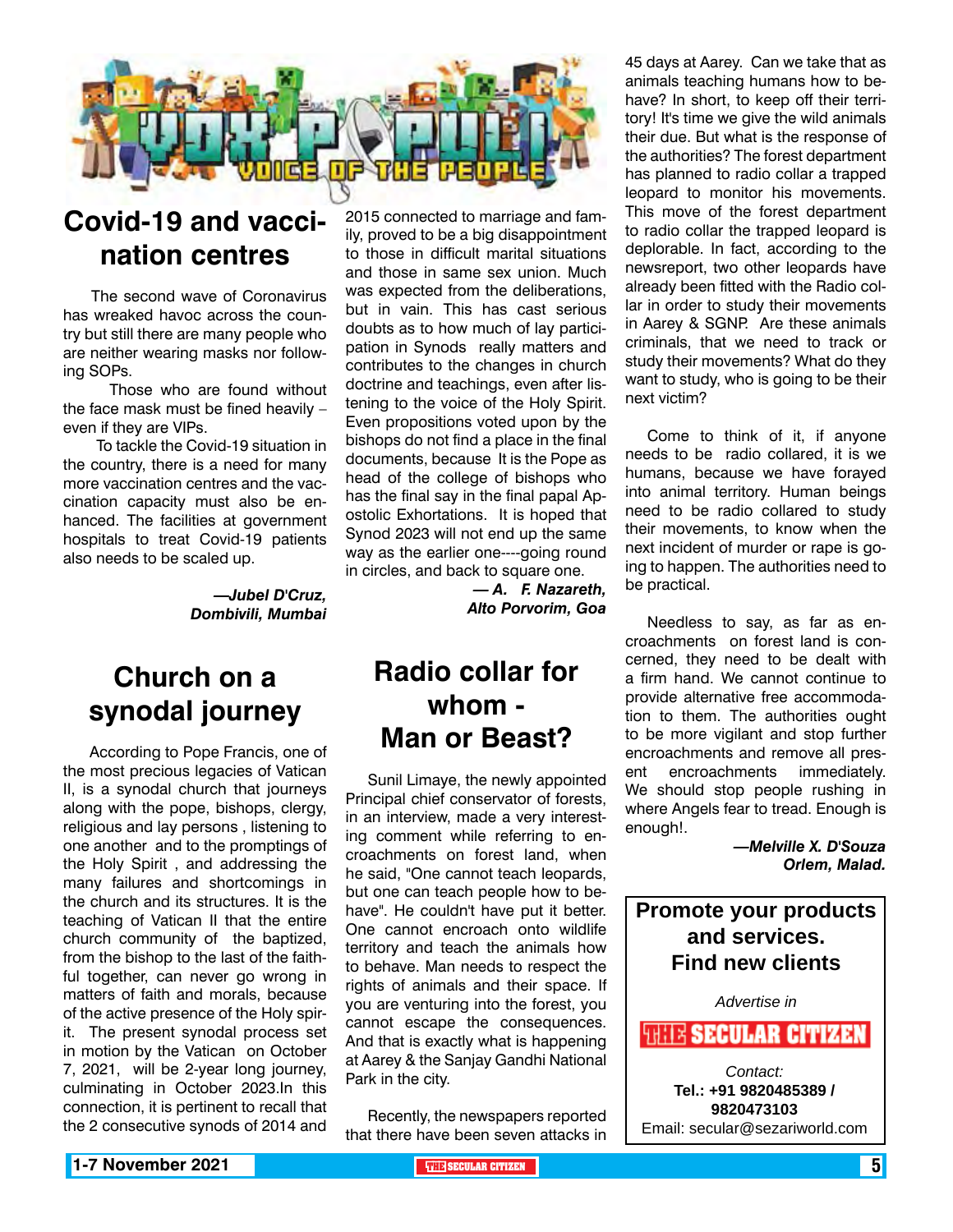# VOX POPULI

VOICE OF THE PEOPLE

## Covid-19 and vaccination centres

The second wave of Coronavirus has wreaked havoc across the country but still there are many people who are neither wearing masks nor following SOPs.

Those who are found without the face mask must be fined heavily – even if they are VIPs.

To tackle the Covid-19 situation in the country, there is a need for many more vaccination centres and the vaccination capacity must also be enhanced. The facilities at government hospitals to treat Covid-19 patients also needs to be scaled up.

***—Jubel D'Cruz, Dombivili, Mumbai***

## Church on a synodal journey

According to Pope Francis, one of the most precious legacies of Vatican II, is a synodal church that journeys along with the pope, bishops, clergy, religious and lay persons , listening to one another and to the promptings of the Holy Spirit , and addressing the many failures and shortcomings in the church and its structures. It is the teaching of Vatican II that the entire church community of the baptized, from the bishop to the last of the faithful together, can never go wrong in matters of faith and morals, because of the active presence of the Holy spirit. The present synodal process set in motion by the Vatican on October 7, 2021, will be 2-year long journey, culminating in October 2023.In this connection, it is pertinent to recall that the 2 consecutive synods of 2014 and 2015 connected to marriage and family, proved to be a big disappointment to those in difficult marital situations and those in same sex union. Much was expected from the deliberations, but in vain. This has cast serious doubts as to how much of lay participation in Synods really matters and contributes to the changes in church doctrine and teachings, even after listening to the voice of the Holy Spirit. Even propositions voted upon by the bishops do not find a place in the final documents, because It is the Pope as head of the college of bishops who has the final say in the final papal Apostolic Exhortations. It is hoped that Synod 2023 will not end up the same way as the earlier one----going round in circles, and back to square one.

***— A. F. Nazareth, Alto Porvorim, Goa***

## Radio collar for whom - Man or Beast?

Sunil Limaye, the newly appointed Principal chief conservator of forests, in an interview, made a very interesting comment while referring to encroachments on forest land, when he said, "One cannot teach leopards, but one can teach people how to behave". He couldn't have put it better. One cannot encroach onto wildlife territory and teach the animals how to behave. Man needs to respect the rights of animals and their space. If you are venturing into the forest, you cannot escape the consequences. And that is exactly what is happening at Aarey & the Sanjay Gandhi National Park in the city.

Recently, the newspapers reported that there have been seven attacks in 45 days at Aarey. Can we take that as animals teaching humans how to behave? In short, to keep off their territory! It's time we give the wild animals their due. But what is the response of the authorities? The forest department has planned to radio collar a trapped leopard to monitor his movements. This move of the forest department to radio collar the trapped leopard is deplorable. In fact, according to the newsreport, two other leopards have already been fitted with the Radio collar in order to study their movements in Aarey & SGNP. Are these animals criminals, that we need to track or study their movements? What do they want to study, who is going to be their next victim?

Come to think of it, if anyone needs to be radio collared, it is we humans, because we have forayed into animal territory. Human beings need to be radio collared to study their movements, to know when the next incident of murder or rape is going to happen. The authorities need to be practical.

Needless to say, as far as encroachments on forest land is concerned, they need to be dealt with a firm hand. We cannot continue to provide alternative free accommodation to them. The authorities ought to be more vigilant and stop further encroachments and remove all present encroachments immediately. We should stop people rushing in where Angels fear to tread. Enough is enough!.

***—Melville X. D'Souza Orlem, Malad.***

**Promote your products and services. Find new clients**

*Advertise in*

**THE SECULAR CITIZEN**

*Contact:*

**Tel.: +91 9820485389 / 9820473103**

Email: secular@sezariworld.com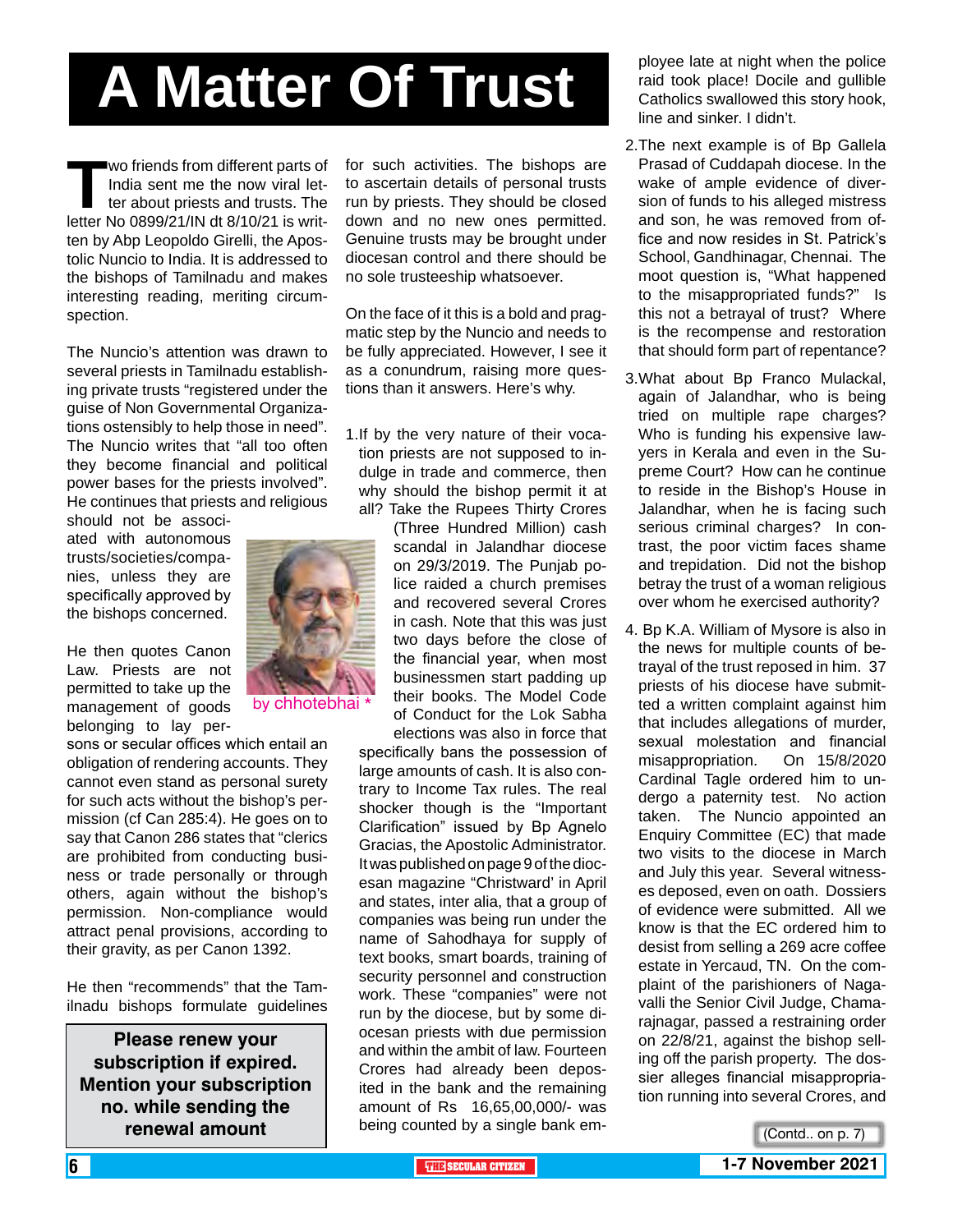# A Matter Of Trust

Two friends from different parts of India sent me the now viral letter about priests and trusts. The letter No 0899/21/IN dt 8/10/21 is written by Abp Leopoldo Girelli, the Apostolic Nuncio to India. It is addressed to the bishops of Tamilnadu and makes interesting reading, meriting circumspection.

The Nuncio's attention was drawn to several priests in Tamilnadu establishing private trusts "registered under the guise of Non Governmental Organizations ostensibly to help those in need". The Nuncio writes that "all too often they become financial and political power bases for the priests involved". He continues that priests and religious should not be associated with autonomous trusts/societies/companies, unless they are specifically approved by the bishops concerned.

by chhotebhai *

He then quotes Canon Law. Priests are not permitted to take up the management of goods belonging to lay persons or secular offices which entail an obligation of rendering accounts. They cannot even stand as personal surety for such acts without the bishop's permission (cf Can 285:4). He goes on to say that Canon 286 states that "clerics are prohibited from conducting business or trade personally or through others, again without the bishop's permission. Non-compliance would attract penal provisions, according to their gravity, as per Canon 1392.

He then "recommends" that the Tamilnadu bishops formulate guidelines for such activities. The bishops are to ascertain details of personal trusts run by priests. They should be closed down and no new ones permitted. Genuine trusts may be brought under diocesan control and there should be no sole trusteeship whatsoever.

On the face of it this is a bold and pragmatic step by the Nuncio and needs to be fully appreciated. However, I see it as a conundrum, raising more questions than it answers. Here's why.

1. If by the very nature of their vocation priests are not supposed to indulge in trade and commerce, then why should the bishop permit it at all? Take the Rupees Thirty Crores (Three Hundred Million) cash scandal in Jalandhar diocese on 29/3/2019. The Punjab police raided a church premises and recovered several Crores in cash. Note that this was just two days before the close of the financial year, when most businessmen start padding up their books. The Model Code of Conduct for the Lok Sabha elections was also in force that specifically bans the possession of large amounts of cash. It is also contrary to Income Tax rules. The real shocker though is the "Important Clarification" issued by Bp Agnelo Gracias, the Apostolic Administrator. It was published on page 9 of the diocesan magazine "Christward' in April and states, inter alia, that a group of companies was being run under the name of Sahodhaya for supply of text books, smart boards, training of security personnel and construction work. These "companies" were not run by the diocese, but by some diocesan priests with due permission and within the ambit of law. Fourteen Crores had already been deposited in the bank and the remaining amount of Rs 16,65,00,000/- was being counted by a single bank employee late at night when the police raid took place! Docile and gullible Catholics swallowed this story hook, line and sinker. I didn't.

2. The next example is of Bp Gallela Prasad of Cuddapah diocese. In the wake of ample evidence of diversion of funds to his alleged mistress and son, he was removed from office and now resides in St. Patrick's School, Gandhinagar, Chennai. The moot question is, "What happened to the misappropriated funds?" Is this not a betrayal of trust? Where is the recompense and restoration that should form part of repentance?

3. What about Bp Franco Mulackal, again of Jalandhar, who is being tried on multiple rape charges? Who is funding his expensive lawyers in Kerala and even in the Supreme Court? How can he continue to reside in the Bishop's House in Jalandhar, when he is facing such serious criminal charges? In contrast, the poor victim faces shame and trepidation. Did not the bishop betray the trust of a woman religious over whom he exercised authority?

4. Bp K.A. William of Mysore is also in the news for multiple counts of betrayal of the trust reposed in him. 37 priests of his diocese have submitted a written complaint against him that includes allegations of murder, sexual molestation and financial misappropriation. On 15/8/2020 Cardinal Tagle ordered him to undergo a paternity test. No action taken. The Nuncio appointed an Enquiry Committee (EC) that made two visits to the diocese in March and July this year. Several witnesses deposed, even on oath. Dossiers of evidence were submitted. All we know is that the EC ordered him to desist from selling a 269 acre coffee estate in Yercaud, TN. On the complaint of the parishioners of Nagavalli the Senior Civil Judge, Chamarajnagar, passed a restraining order on 22/8/21, against the bishop selling off the parish property. The dossier alleges financial misappropriation running into several Crores, and

(Contd.. on p. 7)

**Please renew your subscription if expired. Mention your subscription no. while sending the renewal amount**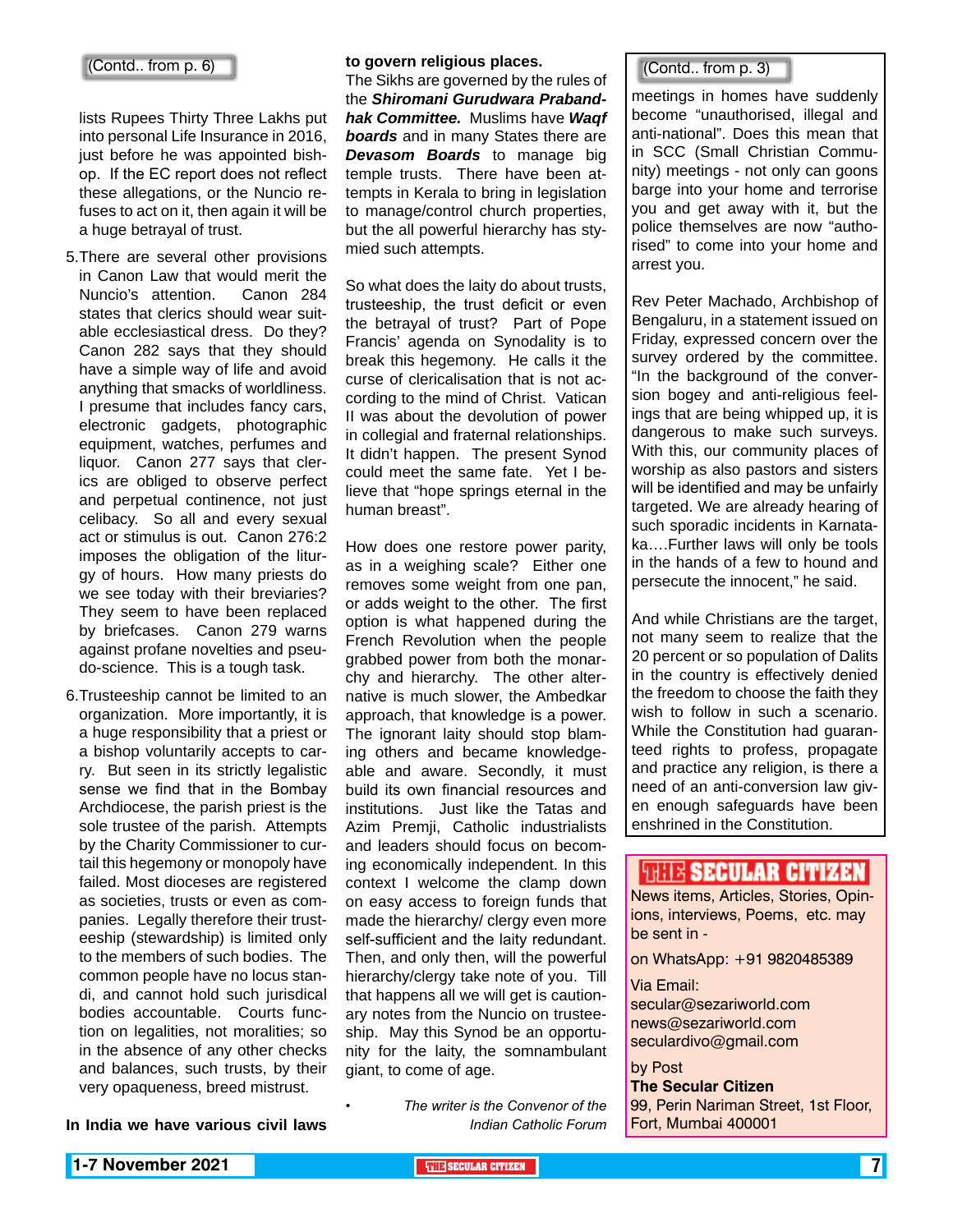(Contd.. from p. 6)

lists Rupees Thirty Three Lakhs put into personal Life Insurance in 2016, just before he was appointed bishop. If the EC report does not reflect these allegations, or the Nuncio refuses to act on it, then again it will be a huge betrayal of trust.

5. There are several other provisions in Canon Law that would merit the Nuncio's attention. Canon 284 states that clerics should wear suitable ecclesiastical dress. Do they? Canon 282 says that they should have a simple way of life and avoid anything that smacks of worldliness. I presume that includes fancy cars, electronic gadgets, photographic equipment, watches, perfumes and liquor. Canon 277 says that clerics are obliged to observe perfect and perpetual continence, not just celibacy. So all and every sexual act or stimulus is out. Canon 276:2 imposes the obligation of the liturgy of hours. How many priests do we see today with their breviaries? They seem to have been replaced by briefcases. Canon 279 warns against profane novelties and pseudo-science. This is a tough task.

6. Trusteeship cannot be limited to an organization. More importantly, it is a huge responsibility that a priest or a bishop voluntarily accepts to carry. But seen in its strictly legalistic sense we find that in the Bombay Archdiocese, the parish priest is the sole trustee of the parish. Attempts by the Charity Commissioner to curtail this hegemony or monopoly have failed. Most dioceses are registered as societies, trusts or even as companies. Legally therefore their trusteeship (stewardship) is limited only to the members of such bodies. The common people have no locus standi, and cannot hold such jurisdical bodies accountable. Courts function on legalities, not moralities; so in the absence of any other checks and balances, such trusts, by their very opaqueness, breed mistrust.

**In India we have various civil laws to govern religious places.** The Sikhs are governed by the rules of the ***Shiromani Gurudwara Prabandhak Committee.*** Muslims have ***Waqf boards*** and in many States there are ***Devasom Boards*** to manage big temple trusts. There have been attempts in Kerala to bring in legislation to manage/control church properties, but the all powerful hierarchy has stymied such attempts.

So what does the laity do about trusts, trusteeship, the trust deficit or even the betrayal of trust? Part of Pope Francis' agenda on Synodality is to break this hegemony. He calls it the curse of clericalisation that is not according to the mind of Christ. Vatican II was about the devolution of power in collegial and fraternal relationships. It didn't happen. The present Synod could meet the same fate. Yet I believe that "hope springs eternal in the human breast".

How does one restore power parity, as in a weighing scale? Either one removes some weight from one pan, or adds weight to the other. The first option is what happened during the French Revolution when the people grabbed power from both the monarchy and hierarchy. The other alternative is much slower, the Ambedkar approach, that knowledge is a power. The ignorant laity should stop blaming others and became knowledgeable and aware. Secondly, it must build its own financial resources and institutions. Just like the Tatas and Azim Premji, Catholic industrialists and leaders should focus on becoming economically independent. In this context I welcome the clamp down on easy access to foreign funds that made the hierarchy/ clergy even more self-sufficient and the laity redundant. Then, and only then, will the powerful hierarchy/clergy take note of you. Till that happens all we will get is cautionary notes from the Nuncio on trusteeship. May this Synod be an opportunity for the laity, the somnambulant giant, to come of age.

- *The writer is the Convenor of the Indian Catholic Forum*

---

(Contd.. from p. 3)

meetings in homes have suddenly become "unauthorised, illegal and anti-national". Does this mean that in SCC (Small Christian Community) meetings - not only can goons barge into your home and terrorise you and get away with it, but the police themselves are now "authorised" to come into your home and arrest you.

Rev Peter Machado, Archbishop of Bengaluru, in a statement issued on Friday, expressed concern over the survey ordered by the committee. "In the background of the conversion bogey and anti-religious feelings that are being whipped up, it is dangerous to make such surveys. With this, our community places of worship as also pastors and sisters will be identified and may be unfairly targeted. We are already hearing of such sporadic incidents in Karnataka….Further laws will only be tools in the hands of a few to hound and persecute the innocent," he said.

And while Christians are the target, not many seem to realize that the 20 percent or so population of Dalits in the country is effectively denied the freedom to choose the faith they wish to follow in such a scenario. While the Constitution had guaranteed rights to profess, propagate and practice any religion, is there a need of an anti-conversion law given enough safeguards have been enshrined in the Constitution.

---

**THE SECULAR CITIZEN**

News items, Articles, Stories, Opinions, interviews, Poems, etc. may be sent in -

on WhatsApp: +91 9820485389

Via Email:
secular@sezariworld.com
news@sezariworld.com
seculardivo@gmail.com

by Post
**The Secular Citizen**
99, Perin Nariman Street, 1st Floor,
Fort, Mumbai 400001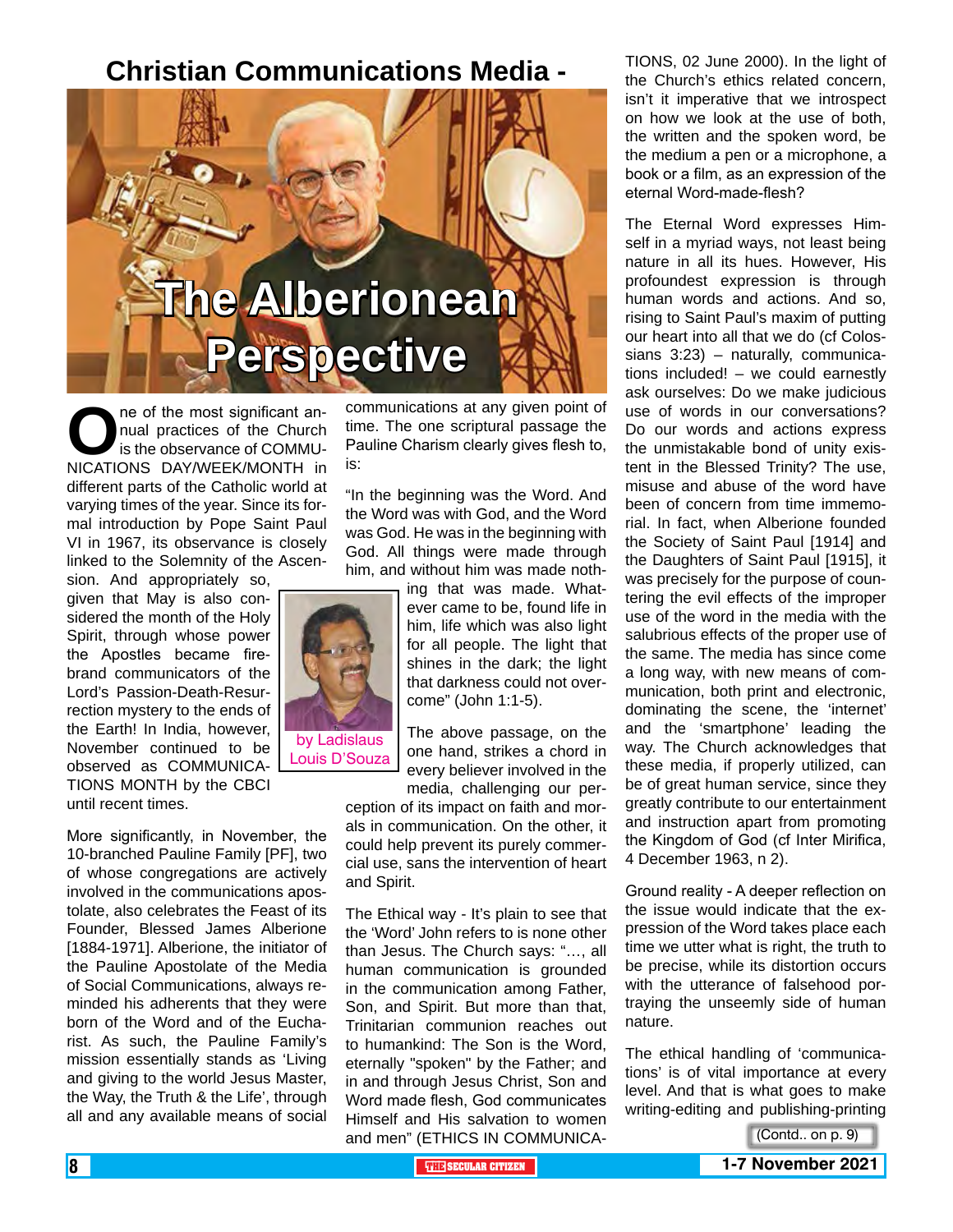# Christian Communications Media - The Alberionean Perspective

by Ladislaus Louis D'Souza

One of the most significant annual practices of the Church is the observance of COMMUNICATIONS DAY/WEEK/MONTH in different parts of the Catholic world at varying times of the year. Since its formal introduction by Pope Saint Paul VI in 1967, its observance is closely linked to the Solemnity of the Ascension. And appropriately so, given that May is also considered the month of the Holy Spirit, through whose power the Apostles became firebrand communicators of the Lord's Passion-Death-Resurrection mystery to the ends of the Earth! In India, however, November continued to be observed as COMMUNICATIONS MONTH by the CBCI until recent times.

More significantly, in November, the 10-branched Pauline Family [PF], two of whose congregations are actively involved in the communications apostolate, also celebrates the Feast of its Founder, Blessed James Alberione [1884-1971]. Alberione, the initiator of the Pauline Apostolate of the Media of Social Communications, always reminded his adherents that they were born of the Word and of the Eucharist. As such, the Pauline Family's mission essentially stands as 'Living and giving to the world Jesus Master, the Way, the Truth & the Life', through all and any available means of social communications at any given point of time. The one scriptural passage the Pauline Charism clearly gives flesh to, is:

"In the beginning was the Word. And the Word was with God, and the Word was God. He was in the beginning with God. All things were made through him, and without him was made nothing that was made. Whatever came to be, found life in him, life which was also light for all people. The light that shines in the dark; the light that darkness could not overcome" (John 1:1-5).

The above passage, on the one hand, strikes a chord in every believer involved in the media, challenging our perception of its impact on faith and morals in communication. On the other, it could help prevent its purely commercial use, sans the intervention of heart and Spirit.

The Ethical way - It's plain to see that the 'Word' John refers to is none other than Jesus. The Church says: "…, all human communication is grounded in the communication among Father, Son, and Spirit. But more than that, Trinitarian communion reaches out to humankind: The Son is the Word, eternally "spoken" by the Father; and in and through Jesus Christ, Son and Word made flesh, God communicates Himself and His salvation to women and men" (ETHICS IN COMMUNICATIONS, 02 June 2000). In the light of the Church's ethics related concern, isn't it imperative that we introspect on how we look at the use of both, the written and the spoken word, be the medium a pen or a microphone, a book or a film, as an expression of the eternal Word-made-flesh?

The Eternal Word expresses Himself in a myriad ways, not least being nature in all its hues. However, His profoundest expression is through human words and actions. And so, rising to Saint Paul's maxim of putting our heart into all that we do (cf Colossians 3:23) – naturally, communications included! – we could earnestly ask ourselves: Do we make judicious use of words in our conversations? Do our words and actions express the unmistakable bond of unity existent in the Blessed Trinity? The use, misuse and abuse of the word have been of concern from time immemorial. In fact, when Alberione founded the Society of Saint Paul [1914] and the Daughters of Saint Paul [1915], it was precisely for the purpose of countering the evil effects of the improper use of the word in the media with the salubrious effects of the proper use of the same. The media has since come a long way, with new means of communication, both print and electronic, dominating the scene, the 'internet' and the 'smartphone' leading the way. The Church acknowledges that these media, if properly utilized, can be of great human service, since they greatly contribute to our entertainment and instruction apart from promoting the Kingdom of God (cf Inter Mirifica, 4 December 1963, n 2).

Ground reality - A deeper reflection on the issue would indicate that the expression of the Word takes place each time we utter what is right, the truth to be precise, while its distortion occurs with the utterance of falsehood portraying the unseemly side of human nature.

The ethical handling of 'communications' is of vital importance at every level. And that is what goes to make writing-editing and publishing-printing

(Contd.. on p. 9)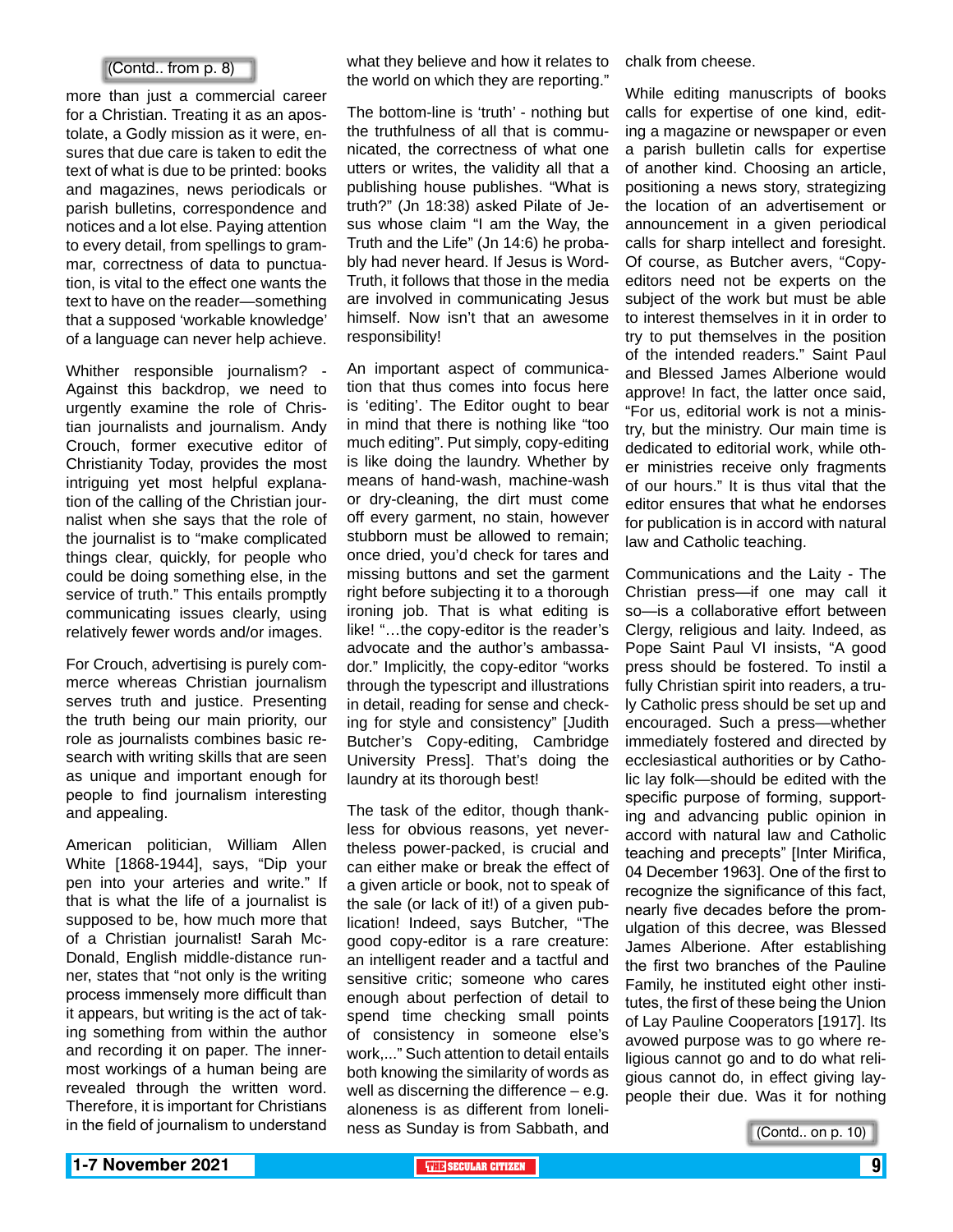(Contd.. from p. 8)

more than just a commercial career for a Christian. Treating it as an apostolate, a Godly mission as it were, ensures that due care is taken to edit the text of what is due to be printed: books and magazines, news periodicals or parish bulletins, correspondence and notices and a lot else. Paying attention to every detail, from spellings to grammar, correctness of data to punctuation, to the effect one wants the text to have on the reader—something that a supposed 'workable knowledge' of a language can never help achieve.

Whither responsible journalism? - Against this backdrop, we need to urgently examine the role of Christian journalists and journalism. Andy Crouch, former executive editor of Christianity Today, provides the most intriguing yet most helpful explanation of the calling of the Christian journalist when she says that the role of the journalist is to "make complicated things clear, quickly, for people who could be doing something else, in the service of truth." This entails promptly communicating issues clearly, using relatively fewer words and/or images.

For Crouch, advertising is purely commerce whereas Christian journalism serves truth and justice. Presenting the truth being our main priority, our role as journalists combines basic research with writing skills that are seen as unique and important enough for people to find journalism interesting and appealing.

American politician, William Allen White [1868-1944], says, "Dip your pen into your arteries and write." If that is what the life of a journalist is supposed to be, how much more that of a Christian journalist! Sarah McDonald, English middle-distance runner, states that "not only is the writing process immensely more difficult than it appears, but writing is the act of taking something from within the author and recording it on paper. The innermost workings of a human being are revealed through the written word. Therefore, it is important for Christians in the field of journalism to understand what they believe and how it relates to the world on which they are reporting."

The bottom-line is 'truth' - nothing but the truthfulness of all that is communicated, the correctness of what one utters or writes, the validity all that a publishing house publishes. "What is truth?" (Jn 18:38) asked Pilate of Jesus whose claim "I am the Way, the Truth and the Life" (Jn 14:6) he probably had never heard. If Jesus is Word-Truth, it follows that those in the media are involved in communicating Jesus himself. Now isn't that an awesome responsibility!

An important aspect of communication that thus comes into focus here is 'editing'. The Editor ought to bear in mind that there is nothing like "too much editing". Put simply, copy-editing is like doing the laundry. Whether by means of hand-wash, machine-wash or dry-cleaning, the dirt must come off every garment, no stain, however stubborn must be allowed to remain; once dried, you'd check for tares and missing buttons and set the garment right before subjecting it to a thorough ironing job. That is what editing is like! "…the copy-editor is the reader's advocate and the author's ambassador." Implicitly, the copy-editor "works through the typescript and illustrations in detail, reading for sense and checking for style and consistency" [Judith Butcher's Copy-editing, Cambridge University Press]. That's doing the laundry at its thorough best!

The task of the editor, though thankless for obvious reasons, yet nevertheless power-packed, is crucial and can either make or break the effect of a given article or book, not to speak of the sale (or lack of it!) of a given publication! Indeed, says Butcher, "The good copy-editor is a rare creature: an intelligent reader and a tactful and sensitive critic; someone who cares enough about perfection of detail to spend time checking small points of consistency in someone else's work,..." Such attention to detail entails both knowing the similarity of words as well as discerning the difference – e.g. aloneness as different from loneliness as Sunday is from Sabbath, and chalk from cheese.

While editing manuscripts of books calls for expertise of one kind, editing a magazine or newspaper or even a parish bulletin calls for expertise of another kind. Choosing an article, positioning a news story, strategizing the location of an advertisement or announcement in a given periodical calls for sharp intellect and foresight. Of course, as Butcher avers, "Copy-editors need not be experts on the subject of the work but must be able to interest themselves in it in order to try to put themselves in the position of the intended readers." Saint Paul and Blessed James Alberione would approve! In fact, the latter once said, "For us, editorial work is not a ministry, but the ministry. Our main time is dedicated to editorial work, while other ministries receive only fragments of our hours." It is thus vital that the editor ensures that what he endorses for publication is in accord with natural law and Catholic teaching.

Communications and the Laity - The Christian press—if one may call it so—is a collaborative effort between Clergy, religious and laity. Indeed, as Pope Saint Paul VI insists, "A good press should be fostered. To instil a fully Christian spirit into readers, a truly Catholic press should be set up and encouraged. Such a press—whether immediately fostered and directed by ecclesiastical authorities or by Catholic lay folk—should be edited with the specific purpose of forming, supporting and advancing public opinion in accord with natural law and Catholic teaching and precepts" [Inter Mirifica, 04 December 1963]. One of the first to recognize the significance of this fact, nearly five decades before the promulgation of this decree, was Blessed James Alberione. After establishing the first two branches of the Pauline Family, he instituted eight other institutes, the first of these being the Union of Lay Pauline Cooperators [1917]. Its avowed purpose was to go where religious cannot go and to do what religious cannot do, in effect giving lay-people their due. Was it for nothing

(Contd.. on p. 10)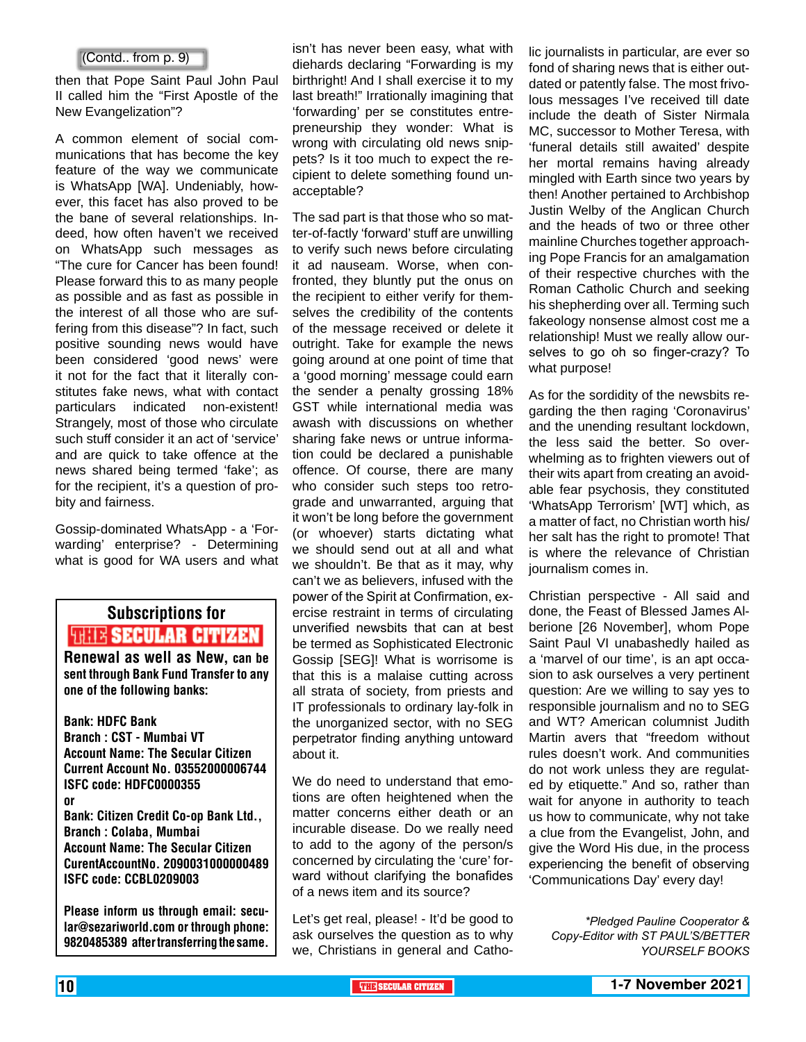(Contd.. from p. 9)

then that Pope Saint Paul John Paul II called him the "First Apostle of the New Evangelization"?

A common element of social communications that has become the key feature of the way we communicate is WhatsApp [WA]. Undeniably, however, this facet has also proved to be the bane of several relationships. Indeed, how often haven't we received on WhatsApp such messages as "The cure for Cancer has been found! Please forward this to as many people as possible and as fast as possible in the interest of all those who are suffering from this disease"? In fact, such positive sounding news would have been considered 'good news' were it not for the fact that it literally constitutes fake news, what with contact particulars indicated non-existent! Strangely, most of those who circulate such stuff consider it an act of 'service' and are quick to take offence at the news shared being termed 'fake'; as for the recipient, it's a question of probity and fairness.

Gossip-dominated WhatsApp - a 'Forwarding' enterprise? - Determining what is good for WA users and what isn't has never been easy, what with diehards declaring "Forwarding is my birthright! And I shall exercise it to my last breath!" Irrationally imagining that 'forwarding' per se constitutes entrepreneurship they wonder: What is wrong with circulating old news snippets? Is it too much to expect the recipient to delete something found unacceptable?

The sad part is that those who so matter-of-factly 'forward' stuff are unwilling to verify such news before circulating it ad nauseam. Worse, when confronted, they bluntly put the onus on the recipient to either verify for themselves the credibility of the contents of the message received or delete it outright. Take for example the news going around at one point of time that a 'good morning' message could earn the sender a penalty grossing 18% GST while international media was awash with discussions on whether sharing fake news or untrue information could be declared a punishable offence. Of course, there are many who consider such steps too retrograde and unwarranted, arguing that it won't be long before the government (or whoever) starts dictating what we should send out at all and what we shouldn't. Be that as it may, why can't we as believers, infused with the power of the Spirit at Confirmation, exercise restraint in terms of circulating unverified newsbits that can at best be termed as Sophisticated Electronic Gossip [SEG]! What is worrisome is that this is a malaise cutting across all strata of society, from priests and IT professionals to ordinary lay-folk in the unorganized sector, with no SEG perpetrator finding anything untoward about it.

We do need to understand that emotions are often heightened when the matter concerns either death or an incurable disease. Do we really need to add to the agony of the person/s concerned by circulating the 'cure' forward without clarifying the bonafides of a news item and its source?

Let's get real, please! - It'd be good to ask ourselves the question as to why we, Christians in general and Catholic journalists in particular, are ever so fond of sharing news that is either outdated or patently false. The most frivolous messages I've received till date include the death of Sister Nirmala MC, successor to Mother Teresa, with 'funeral details still awaited' despite her mortal remains having already mingled with Earth since two years by then! Another pertained to Archbishop Justin Welby of the Anglican Church and the heads of two or three other mainline Churches together approaching Pope Francis for an amalgamation of their respective churches with the Roman Catholic Church and seeking his shepherding over all. Terming such fakeology nonsense almost cost me a relationship! Must we really allow ourselves to go oh so finger-crazy? To what purpose!

As for the sordidity of the newsbits regarding the then raging 'Coronavirus' and the unending resultant lockdown, the less said the better. So overwhelming as to frighten viewers out of their wits apart from creating an avoidable fear psychosis, they constituted 'WhatsApp Terrorism' [WT] which, as a matter of fact, no Christian worth his/her salt has the right to promote! That is where the relevance of Christian journalism comes in.

Christian perspective - All said and done, the Feast of Blessed James Alberione [26 November], whom Pope Saint Paul VI unabashedly hailed as a 'marvel of our time', is an apt occasion to ask ourselves a very pertinent question: Are we willing to say yes to responsible journalism and no to SEG and WT? American columnist Judith Martin avers that "freedom without rules doesn't work. And communities do not work unless they are regulated by etiquette." And so, rather than wait for anyone in authority to teach us how to communicate, why not take a clue from the Evangelist, John, and give the Word His due, in the process experiencing the benefit of observing 'Communications Day' every day!

*\*Pledged Pauline Cooperator & Copy-Editor with ST PAUL'S/BETTER YOURSELF BOOKS*

---

**Subscriptions for THE SECULAR CITIZEN**

**Renewal as well as New, can be sent through Bank Fund Transfer to any one of the following banks:**

**Bank: HDFC Bank**
**Branch : CST - Mumbai VT**
**Account Name: The Secular Citizen**
**Current Account No. 03552000006744**
**ISFC code: HDFC0000355**

**or**

**Bank: Citizen Credit Co-op Bank Ltd.,**
**Branch : Colaba, Mumbai**
**Account Name: The Secular Citizen**
**CurentAccountNo. 2090031000000489**
**ISFC code: CCBL0209003**

**Please inform us through email: secular@sezariworld.com or through phone: 9820485389 after transferring the same.**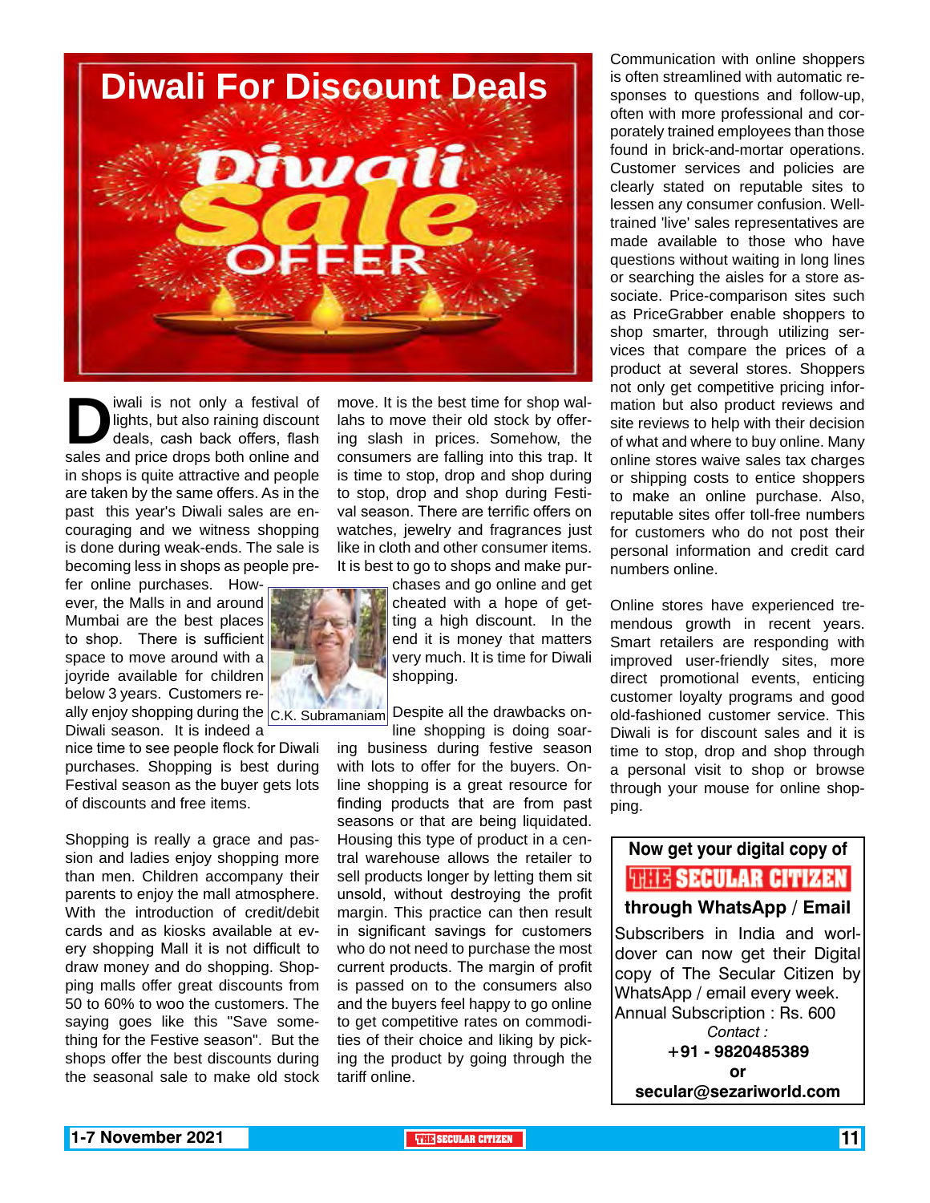# Diwali For Discount Deals

Diwali is not only a festival of lights, but also raining discount deals, cash back offers, flash sales and price drops both online and in shops is quite attractive and people are taken by the same offers. As in the past this year's Diwali sales are encouraging and we witness shopping is done during weak-ends. The sale is becoming less in shops as people prefer online purchases. However, the Malls in and around Mumbai are the best places to shop. There is sufficient space to move around with a joyride available for children below 3 years. Customers really enjoy shopping during the Diwali season. It is indeed a nice time to see people flock for Diwali purchases. Shopping is best during Festival season as the buyer gets lots of discounts and free items.

C.K. Subramaniam

Shopping is really a grace and passion and ladies enjoy shopping more than men. Children accompany their parents to enjoy the mall atmosphere. With the introduction of credit/debit cards and as kiosks available at every shopping Mall it is not difficult to draw money and do shopping. Shopping malls offer great discounts from 50 to 60% to woo the customers. The saying goes like this "Save something for the Festive season". But the shops offer the best discounts during the seasonal sale to make old stock move. It is the best time for shop wallahs to move their old stock by offering slash in prices. Somehow, the consumers are falling into this trap. It is time to stop, drop and shop during to stop, drop and shop during Festival season. There are terrific offers on watches, jewelry and fragrances just like in cloth and other consumer items. It is best to go to shops and make purchases and go online and get cheated with a hope of getting a high discount. In the end it is money that matters very much. It is time for Diwali shopping.

Despite all the drawbacks online shopping is doing soaring business during festive season with lots to offer for the buyers. Online shopping is a great resource for finding products that are from past seasons or that are being liquidated. Housing this type of product in a central warehouse allows the retailer to sell products longer by letting them sit unsold, without destroying the profit margin. This practice can then result in significant savings for customers who do not need to purchase the most current products. The margin of profit is passed on to the consumers also and the buyers feel happy to go online to get competitive rates on commodities of their choice and liking by picking the product by going through the tariff online.

Communication with online shoppers is often streamlined with automatic responses to questions and follow-up, often with more professional and corporately trained employees than those found in brick-and-mortar operations. Customer services and policies are clearly stated on reputable sites to lessen any consumer confusion. Well-trained 'live' sales representatives are made available to those who have questions without waiting in long lines or searching the aisles for a store associate. Price-comparison sites such as PriceGrabber enable shoppers to shop smarter, through utilizing services that compare the prices of a product at several stores. Shoppers not only get competitive pricing information but also product reviews and site reviews to help with their decision of what and where to buy online. Many online stores waive sales tax charges or shipping costs to entice shoppers to make an online purchase. Also, reputable sites offer toll-free numbers for customers who do not post their personal information and credit card numbers online.

Online stores have experienced tremendous growth in recent years. Smart retailers are responding with improved user-friendly sites, more direct promotional events, enticing customer loyalty programs and good old-fashioned customer service. This Diwali is for discount sales and it is time to stop, drop and shop through a personal visit to shop or browse through your mouse for online shopping.

---

**Now get your digital copy of**

**THE SECULAR CITIZEN**

**through WhatsApp / Email**

Subscribers in India and worldover can now get their Digital copy of The Secular Citizen by WhatsApp / email every week. Annual Subscription : Rs. 600

*Contact :*

**+91 - 9820485389**

**or**

**secular@sezariworld.com**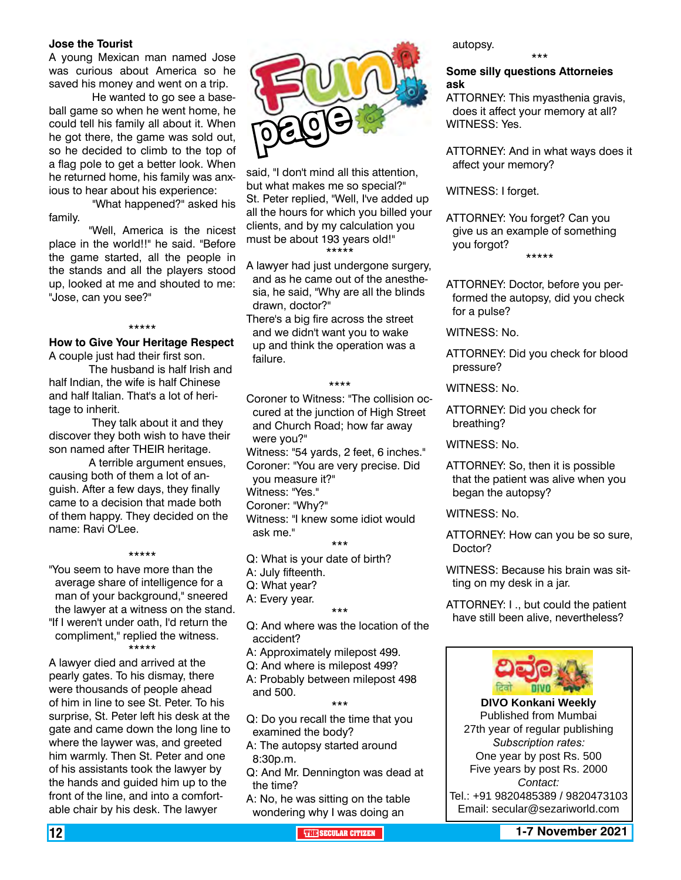# Fun page

### Jose the Tourist

A young Mexican man named Jose was curious about America so he saved his money and went on a trip.

He wanted to go see a baseball game so when he went home, he could tell his family all about it. When he got there, the game was sold out, so he decided to climb to the top of a flag pole to get a better look. When he returned home, his family was anxious to hear about his experience:

"What happened?" asked his family.

"Well, America is the nicest place in the world!!" he said. "Before the game started, all the people in the stands and all the players stood up, looked at me and shouted to me: "Jose, can you see?"

*****

### How to Give Your Heritage Respect

A couple just had their first son.

The husband is half Irish and half Indian, the wife is half Chinese and half Italian. That's a lot of heritage to inherit.

They talk about it and they discover they both wish to have their son named after THEIR heritage.

A terrible argument ensues, causing both of them a lot of anguish. After a few days, they finally came to a decision that made both of them happy. They decided on the name: Ravi O'Lee.

*****

"You seem to have more than the average share of intelligence for a man of your background," sneered the lawyer at a witness on the stand.
"If I weren't under oath, I'd return the compliment," replied the witness.

*****

A lawyer died and arrived at the pearly gates. To his dismay, there were thousands of people ahead of him in line to see St. Peter. To his surprise, St. Peter left his desk at the gate and came down the long line to where the laywer was, and greeted him warmly. Then St. Peter and one of his assistants took the lawyer by the hands and guided him up to the front of the line, and into a comfortable chair by his desk. The lawyer said, "I don't mind all this attention, but what makes me so special?"
St. Peter replied, "Well, I've added up all the hours for which you billed your clients, and by my calculation you must be about 193 years old!"

*****

A lawyer had just undergone surgery, and as he came out of the anesthesia, he said, "Why are all the blinds drawn, doctor?"
There's a big fire across the street and we didn't want you to wake up and think the operation was a failure.

****

Coroner to Witness: "The collision occured at the junction of High Street and Church Road; how far away were you?"
Witness: "54 yards, 2 feet, 6 inches."
Coroner: "You are very precise. Did you measure it?"
Witness: "Yes."
Coroner: "Why?"
Witness: "I knew some idiot would ask me."

***

Q: What is your date of birth?
A: July fifteenth.
Q: What year?
A: Every year.

***

Q: And where was the location of the accident?
A: Approximately milepost 499.
Q: And where is milepost 499?
A: Probably between milepost 498 and 500.

***

Q: Do you recall the time that you examined the body?
A: The autopsy started around 8:30p.m.
Q: And Mr. Dennington was dead at the time?
A: No, he was sitting on the table wondering why I was doing an autopsy.

***

### Some silly questions Attorneies ask

ATTORNEY: This myasthenia gravis, does it affect your memory at all?
WITNESS: Yes.

ATTORNEY: And in what ways does it affect your memory?

WITNESS: I forget.

ATTORNEY: You forget? Can you give us an example of something you forgot?

*****

ATTORNEY: Doctor, before you performed the autopsy, did you check for a pulse?

WITNESS: No.

ATTORNEY: Did you check for blood pressure?

WITNESS: No.

ATTORNEY: Did you check for breathing?

WITNESS: No.

ATTORNEY: So, then it is possible that the patient was alive when you began the autopsy?

WITNESS: No.

ATTORNEY: How can you be so sure, Doctor?

WITNESS: Because his brain was sitting on my desk in a jar.

ATTORNEY: I ., but could the patient have still been alive, nevertheless?

---

दिवो DIVO

**DIVO Konkani Weekly**
Published from Mumbai
27th year of regular publishing
*Subscription rates:*
One year by post Rs. 500
Five years by post Rs. 2000
*Contact:*
Tel.: +91 9820485389 / 9820473103
Email: secular@sezariworld.com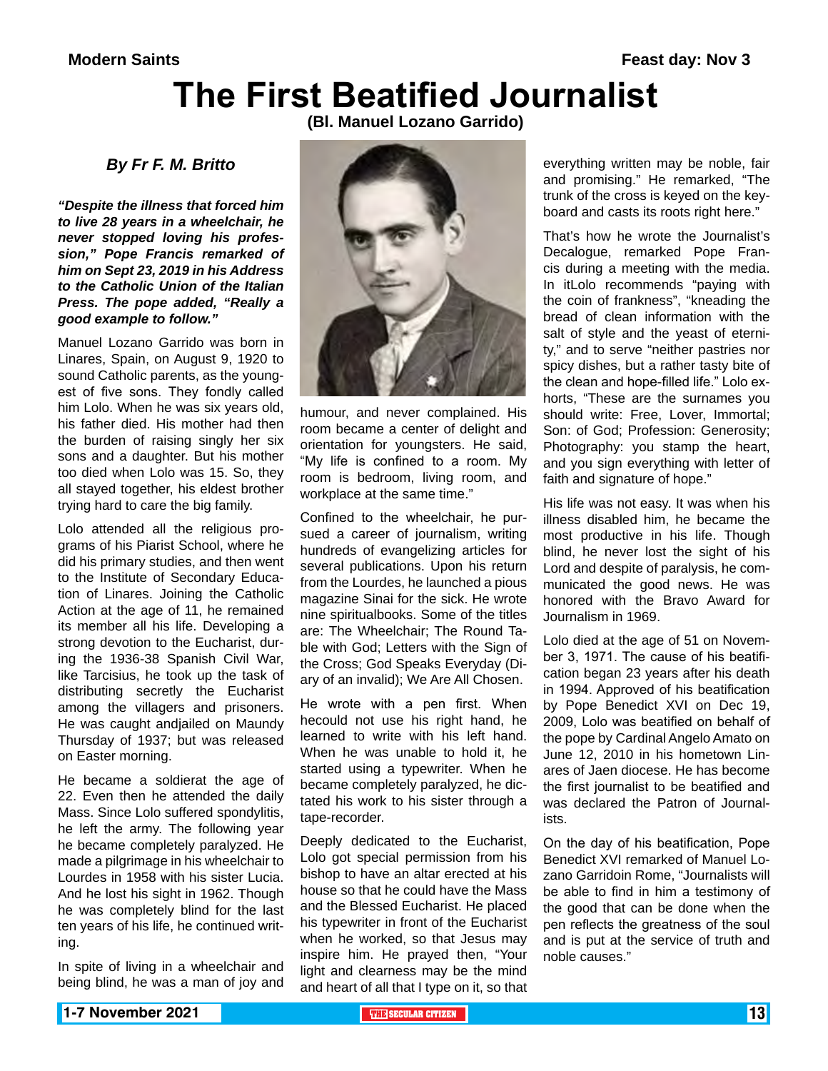Modern Saints

Feast day: Nov 3

# The First Beatified Journalist

**(Bl. Manuel Lozano Garrido)**

### *By Fr F. M. Britto*

***"Despite the illness that forced him to live 28 years in a wheelchair, he never stopped loving his profession," Pope Francis remarked of him on Sept 23, 2019 in his Address to the Catholic Union of the Italian Press. The pope added, "Really a good example to follow."***

Manuel Lozano Garrido was born in Linares, Spain, on August 9, 1920 to sound Catholic parents, as the youngest of five sons. They fondly called him Lolo. When he was six years old, his father died. His mother had then the burden of raising singly her six sons and a daughter. But his mother too died when Lolo was 15. So, they all stayed together, his eldest brother trying hard to care the big family.

Lolo attended all the religious programs of his Piarist School, where he did his primary studies, and then went to the Institute of Secondary Education of Linares. Joining the Catholic Action at the age of 11, he remained its member all his life. Developing a strong devotion to the Eucharist, during the 1936-38 Spanish Civil War, like Tarcisius, he took up the task of distributing secretly the Eucharist among the villagers and prisoners. He was caught andjailed on Maundy Thursday of 1937; but was released on Easter morning.

He became a soldierat the age of 22. Even then he attended the daily Mass. Since Lolo suffered spondylitis, he left the army. The following year he became completely paralyzed. He made a pilgrimage in his wheelchair to Lourdes in 1958 with his sister Lucia. And he lost his sight in 1962. Though he was completely blind for the last ten years of his life, he continued writing.

In spite of living in a wheelchair and being blind, he was a man of joy and humour, and never complained. His room became a center of delight and orientation for youngsters. He said, "My life is confined to a room. My room is bedroom, living room, and workplace at the same time."

Confined to the wheelchair, he pursued a career of journalism, writing hundreds of evangelizing articles for several publications. Upon his return from the Lourdes, he launched a pious magazine Sinai for the sick. He wrote nine spiritualbooks. Some of the titles are: The Wheelchair; The Round Table with God; Letters with the Sign of the Cross; God Speaks Everyday (Diary of an invalid); We Are All Chosen.

He wrote with a pen first. When hecould not use his right hand, he learned to write with his left hand. When he was unable to hold it, he started using a typewriter. When he became completely paralyzed, he dictated his work to his sister through a tape-recorder.

Deeply dedicated to the Eucharist, Lolo got special permission from his bishop to have an altar erected at his house so that he could have the Mass and the Blessed Eucharist. He placed his typewriter in front of the Eucharist when he worked, so that Jesus may inspire him. He prayed then, "Your light and clearness may be the mind and heart of all that I type on it, so that everything written may be noble, fair and promising." He remarked, "The trunk of the cross is keyed on the keyboard and casts its roots right here."

That's how he wrote the Journalist's Decalogue, remarked Pope Francis during a meeting with the media. In itLolo recommends "paying with the coin of frankness", "kneading the bread of clean information with the salt of style and the yeast of eternity," and to serve "neither pastries nor spicy dishes, but a rather tasty bite of the clean and hope-filled life." Lolo exhorts, "These are the surnames you should write: Free, Lover, Immortal; Son: of God; Profession: Generosity; Photography: you stamp the heart, and you sign everything with letter of faith and signature of hope."

His life was not easy. It was when his illness disabled him, he became the most productive in his life. Though blind, he never lost the sight of his Lord and despite of paralysis, he communicated the good news. He was honored with the Bravo Award for Journalism in 1969.

Lolo died at the age of 51 on November 3, 1971. The cause of his beatification began 23 years after his death in 1994. Approved of his beatification by Pope Benedict XVI on Dec 19, 2009, Lolo was beatified on behalf of the pope by Cardinal Angelo Amato on June 12, 2010 in his hometown Linares of Jaen diocese. He has become the first journalist to be beatified and was declared the Patron of Journalists.

On the day of his beatification, Pope Benedict XVI remarked of Manuel Lozano Garridoin Rome, "Journalists will be able to find in him a testimony of the good that can be done when the pen reflects the greatness of the soul and is put at the service of truth and noble causes."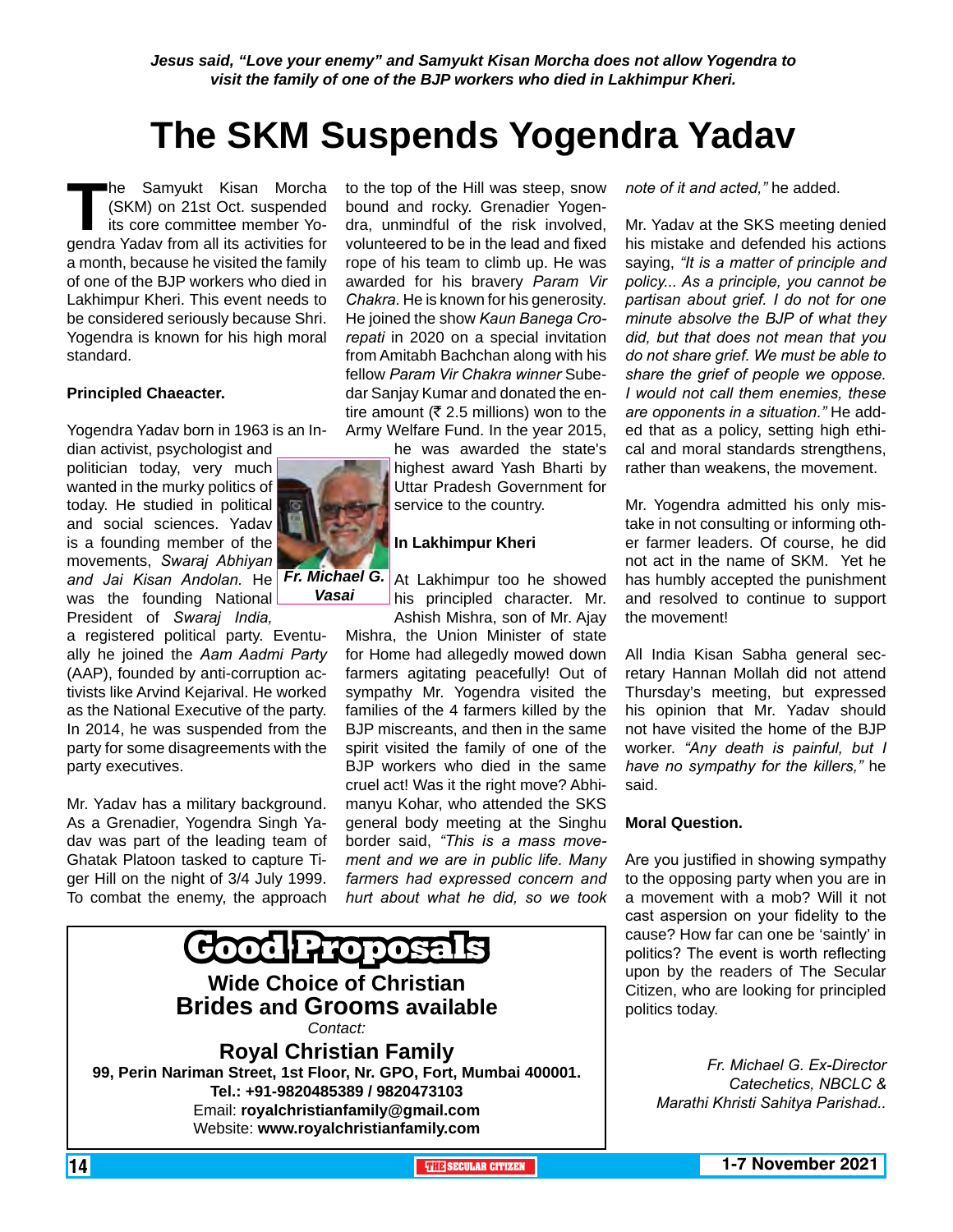*Jesus said, "Love your enemy" and Samyukt Kisan Morcha does not allow Yogendra to visit the family of one of the BJP workers who died in Lakhimpur Kheri.*

# The SKM Suspends Yogendra Yadav

The Samyukt Kisan Morcha (SKM) on 21st Oct. suspended its core committee member Yogendra Yadav from all its activities for a month, because he visited the family of one of the BJP workers who died in Lakhimpur Kheri. This event needs to be considered seriously because Shri. Yogendra is known for his high moral standard.

**Principled Chaeacter.**

Yogendra Yadav born in 1963 is an Indian activist, psychologist and politician today, very much wanted in the murky politics of today. He studied in political and social sciences. Yadav is a founding member of the movements, *Swaraj Abhiyan and Jai Kisan Andolan.* He was the founding National President of *Swaraj India,* a registered political party. Eventually he joined the *Aam Aadmi Party* (AAP), founded by anti-corruption activists like Arvind Kejarival. He worked as the National Executive of the party. In 2014, he was suspended from the party for some disagreements with the party executives.

***Fr. Michael G. Vasai***

Mr. Yadav has a military background. As a Grenadier, Yogendra Singh Yadav was part of the leading team of Ghatak Platoon tasked to capture Tiger Hill on the night of 3/4 July 1999. To combat the enemy, the approach to the top of the Hill was steep, snow bound and rocky. Grenadier Yogendra, unmindful of the risk involved, volunteered to be in the lead and fixed rope of his team to climb up. He was awarded for his bravery *Param Vir Chakra*. He is known for his generosity. He joined the show *Kaun Banega Crorepati* in 2020 on a special invitation from Amitabh Bachchan along with his fellow *Param Vir Chakra winner* Subedar Sanjay Kumar and donated the entire amount (₹ 2.5 millions) won to the Army Welfare Fund. In the year 2015, he was awarded the state's highest award Yash Bharti by Uttar Pradesh Government for service to the country.

**In Lakhimpur Kheri**

At Lakhimpur too he showed his principled character. Mr. Ashish Mishra, son of Mr. Ajay Mishra, the Union Minister of state for Home had allegedly mowed down farmers agitating peacefully! Out of sympathy Mr. Yogendra visited the families of the 4 farmers killed by the BJP miscreants, and then in the same spirit visited the family of one of the BJP workers who died in the same cruel act! Was it the right move? Abhimanyu Kohar, who attended the SKS general body meeting at the Singhu border said, *"This is a mass movement and we are in public life. Many farmers had expressed concern and hurt about what he did, so we took note of it and acted,"* he added.

Mr. Yadav at the SKS meeting denied his mistake and defended his actions saying, *"It is a matter of principle and policy... As a principle, you cannot be partisan about grief. I do not for one minute absolve the BJP of what they did, but that does not mean that you do not share grief. We must be able to share the grief of people we oppose. I would not call them enemies, these are opponents in a situation."* He added that as a policy, setting high ethical and moral standards strengthens, rather than weakens, the movement.

Mr. Yogendra admitted his only mistake in not consulting or informing other farmer leaders. Of course, he did not act in the name of SKM. Yet he has humbly accepted the punishment and resolved to continue to support the movement!

All India Kisan Sabha general secretary Hannan Mollah did not attend Thursday's meeting, but expressed his opinion that Mr. Yadav should not have visited the home of the BJP worker. *"Any death is painful, but I have no sympathy for the killers,"* he said.

**Moral Question.**

Are you justified in showing sympathy to the opposing party when you are in a movement with a mob? Will it not cast aspersion on your fidelity to the cause? How far can one be 'saintly' in politics? The event is worth reflecting upon by the readers of The Secular Citizen, who are looking for principled politics today.

*Fr. Michael G. Ex-Director Catechetics, NBCLC & Marathi Khristi Sahitya Parishad..*

---

**Good Proposals**

**Wide Choice of Christian Brides and Grooms available**

*Contact:*

**Royal Christian Family**

**99, Perin Nariman Street, 1st Floor, Nr. GPO, Fort, Mumbai 400001.**

**Tel.: +91-9820485389 / 9820473103**

Email: **royalchristianfamily@gmail.com**

Website: **www.royalchristianfamily.com**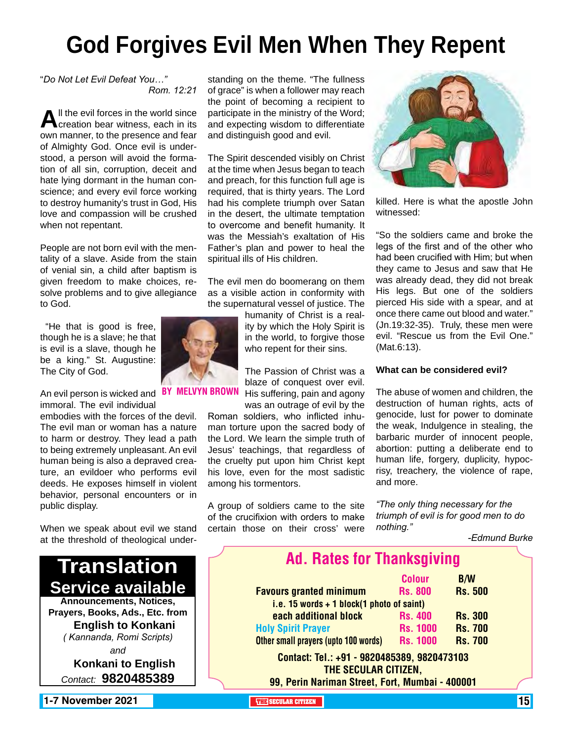# God Forgives Evil Men When They Repent

"*Do Not Let Evil Defeat You…"*
*Rom. 12:21*

All the evil forces in the world since creation bear witness, each in its own manner, to the presence and fear of Almighty God. Once evil is understood, a person will avoid the formation of all sin, corruption, deceit and hate lying dormant in the human conscience; and every evil force working to destroy humanity's trust in God, His love and compassion will be crushed when not repentant.

People are not born evil with the mentality of a slave. Aside from the stain of venial sin, a child after baptism is given freedom to make choices, resolve problems and to give allegiance to God.

"He that is good is free, though he is a slave; he that is evil is a slave, though he be a king." St. Augustine: The City of God.

**BY MELVYN BROWN**

An evil person is wicked and immoral. The evil individual embodies with the forces of the devil. The evil man or woman has a nature to harm or destroy. They lead a path to being extremely unpleasant. An evil human being is also a depraved creature, an evildoer who performs evil deeds. He exposes himself in violent behavior, personal encounters or in public display.

When we speak about evil we stand at the threshold of theological understanding on the theme. "The fullness of grace" is when a follower may reach the point of becoming a recipient to participate in the ministry of the Word; and expecting wisdom to differentiate and distinguish good and evil.

The Spirit descended visibly on Christ at the time when Jesus began to teach and preach, for this function full age is required, that is thirty years. The Lord had his complete triumph over Satan in the desert, the ultimate temptation to overcome and benefit humanity. It was the Messiah's exaltation of His Father's plan and power to heal the spiritual ills of His children.

The evil men do boomerang on them as a visible action in conformity with the supernatural vessel of justice. The humanity of Christ is a reality by which the Holy Spirit is in the world, to forgive those who repent for their sins.

The Passion of Christ was a blaze of conquest over evil. His suffering, pain and agony was an outrage of evil by the Roman soldiers, who inflicted inhuman torture upon the sacred body of the Lord. We learn the simple truth of Jesus' teachings, that regardless of the cruelty put upon him Christ kept his love, even for the most sadistic among his tormentors.

A group of soldiers came to the site of the crucifixion with orders to make certain those on their cross' were killed. Here is what the apostle John witnessed:

"So the soldiers came and broke the legs of the first and of the other who had been crucified with Him; but when they came to Jesus and saw that He was already dead, they did not break His legs. But one of the soldiers pierced His side with a spear, and at once there came out blood and water." (Jn.19:32-35). Truly, these men were evil. "Rescue us from the Evil One." (Mat.6:13).

### What can be considered evil?

The abuse of women and children, the destruction of human rights, acts of genocide, lust for power to dominate the weak, Indulgence in stealing, the barbaric murder of innocent people, abortion: putting a deliberate end to human life, forgery, duplicity, hypocrisy, treachery, the violence of rape, and more.

*"The only thing necessary for the triumph of evil is for good men to do nothing."*

*-Edmund Burke*

---

## Translation Service available

**Announcements, Notices, Prayers, Books, Ads., Etc. from**

**English to Konkani**

*( Kannanda, Romi Scripts)*

*and*

**Konkani to English**

*Contact:* **9820485389**

---

## Ad. Rates for Thanksgiving

| | Colour | B/W |
|---|---|---|
| **Favours granted minimum** | Rs. 800 | Rs. 500 |
| i.e. 15 words + 1 block(1 photo of saint) | | |
| each additional block | Rs. 400 | Rs. 300 |
| Holy Spirit Prayer | Rs. 1000 | Rs. 700 |
| Other small prayers (upto 100 words) | Rs. 1000 | Rs. 700 |

**Contact: Tel.: +91 - 9820485389, 9820473103**
**THE SECULAR CITIZEN,**
**99, Perin Nariman Street, Fort, Mumbai - 400001**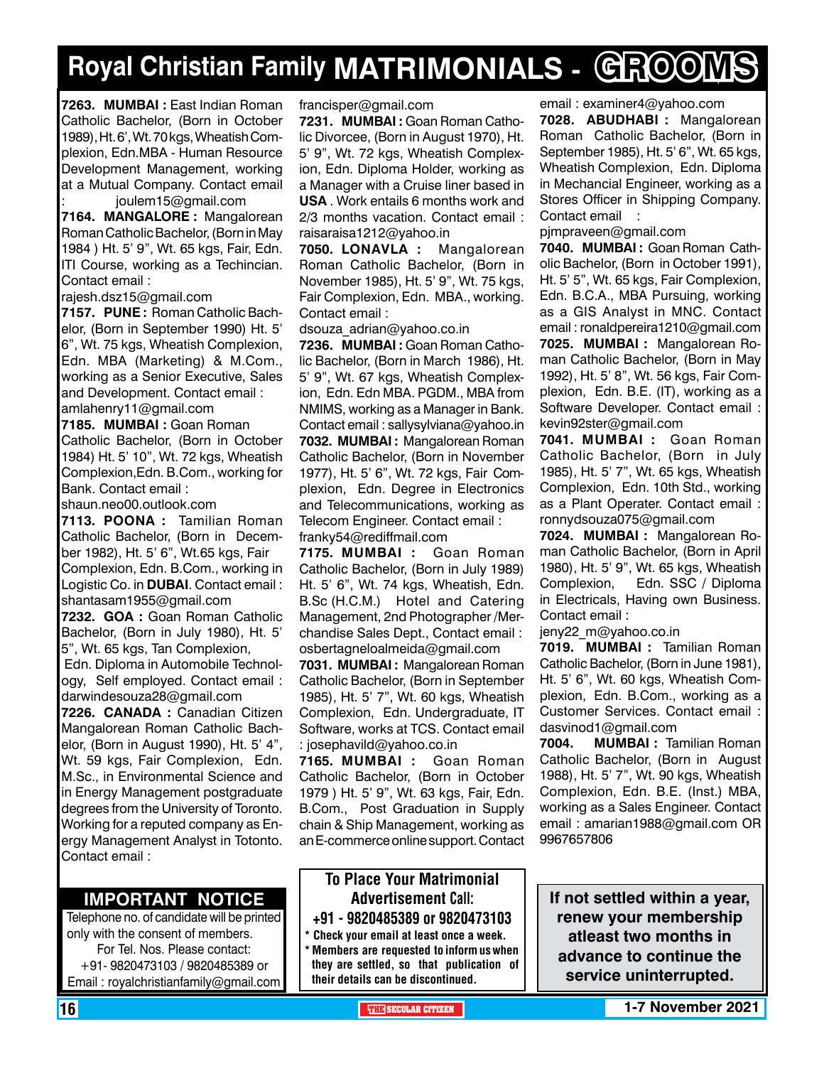# Royal Christian Family MATRIMONIALS - GROOMS

**7263. MUMBAI :** East Indian Roman Catholic Bachelor, (Born in October 1989), Ht. 6', Wt. 70 kgs, Wheatish Complexion, Edn.MBA - Human Resource Development Management, working at a Mutual Company. Contact email : joulem15@gmail.com

**7164. MANGALORE :** Mangalorean Roman Catholic Bachelor, (Born in May 1984 ) Ht. 5' 9", Wt. 65 kgs, Fair, Edn. ITI Course, working as a Techincian. Contact email : rajesh.dsz15@gmail.com

**7157. PUNE :** Roman Catholic Bachelor, (Born in September 1990) Ht. 5' 6", Wt. 75 kgs, Wheatish Complexion, Edn. MBA (Marketing) & M.Com., working as a Senior Executive, Sales and Development. Contact email : amlahenry11@gmail.com

**7185. MUMBAI :** Goan Roman Catholic Bachelor, (Born in October 1984) Ht. 5' 10", Wt. 72 kgs, Wheatish Complexion,Edn. B.Com., working for Bank. Contact email : shaun.neo00.outlook.com

**7113. POONA :** Tamilian Roman Catholic Bachelor, (Born in December 1982), Ht. 5' 6", Wt.65 kgs, Fair Complexion, Edn. B.Com., working in Logistic Co. in **DUBAI**. Contact email : shantasam1955@gmail.com

**7232. GOA :** Goan Roman Catholic Bachelor, (Born in July 1980), Ht. 5' 5", Wt. 65 kgs, Tan Complexion, Edn. Diploma in Automobile Technology, Self employed. Contact email : darwindesouza28@gmail.com

**7226. CANADA :** Canadian Citizen Mangalorean Roman Catholic Bachelor, (Born in August 1990), Ht. 5' 4", Wt. 59 kgs, Fair Complexion, Edn. M.Sc., in Environmental Science and in Energy Management postgraduate degrees from the University of Toronto. Working for a reputed company as Energy Management Analyst in Totonto. Contact email : francisper@gmail.com

**7231. MUMBAI :** Goan Roman Catholic Divorcee, (Born in August 1970), Ht. 5' 9", Wt. 72 kgs, Wheatish Complexion, Edn. Diploma Holder, working as a Manager with a Cruise liner based in **USA** . Work entails 6 months work and 2/3 months vacation. Contact email : raisaraisa1212@yahoo.in

**7050. LONAVLA :** Mangalorean Roman Catholic Bachelor, (Born in November 1985), Ht. 5' 9", Wt. 75 kgs, Fair Complexion, Edn. MBA., working. Contact email : dsouza_adrian@yahoo.co.in

**7236. MUMBAI :** Goan Roman Catholic Bachelor, (Born in March 1986), Ht. 5' 9", Wt. 67 kgs, Wheatish Complexion, Edn. Edn MBA. PGDM., MBA from NMIMS, working as a Manager in Bank. Contact email : sallysylviana@yahoo.in

**7032. MUMBAI :** Mangalorean Roman Catholic Bachelor, (Born in November 1977), Ht. 5' 6", Wt. 72 kgs, Fair Complexion, Edn. Degree in Electronics and Telecommunications, working as Telecom Engineer. Contact email : franky54@rediffmail.com

**7175. MUMBAI :** Goan Roman Catholic Bachelor, (Born in July 1989) Ht. 5' 6", Wt. 74 kgs, Wheatish, Edn. B.Sc (H.C.M.) Hotel and Catering Management, 2nd Photographer /Merchandise Sales Dept., Contact email : osbertagneloalmeida@gmail.com

**7031. MUMBAI :** Mangalorean Roman Catholic Bachelor, (Born in September 1985), Ht. 5' 7", Wt. 60 kgs, Wheatish Complexion, Edn. Undergraduate, IT Software, works at TCS. Contact email : josephavild@yahoo.co.in

**7165. MUMBAI :** Goan Roman Catholic Bachelor, (Born in October 1979 ) Ht. 5' 9", Wt. 63 kgs, Fair, Edn. B.Com., Post Graduation in Supply chain & Ship Management, working as an E-commerce online support. Contact email : examiner4@yahoo.com

**7028. ABUDHABI :** Mangalorean Roman Catholic Bachelor, (Born in September 1985), Ht. 5' 6", Wt. 65 kgs, Wheatish Complexion, Edn. Diploma in Mechancial Engineer, working as a Stores Officer in Shipping Company. Contact email : pjmpraveen@gmail.com

**7040. MUMBAI :** Goan Roman Catholic Bachelor, (Born in October 1991), Ht. 5' 5", Wt. 65 kgs, Fair Complexion, Edn. B.C.A., MBA Pursuing, working as a GIS Analyst in MNC. Contact email : ronaldpereira1210@gmail.com

**7025. MUMBAI :** Mangalorean Roman Catholic Bachelor, (Born in May 1992), Ht. 5' 8", Wt. 56 kgs, Fair Complexion, Edn. B.E. (IT), working as a Software Developer. Contact email : kevin92ster@gmail.com

**7041. MUMBAI :** Goan Roman Catholic Bachelor, (Born in July 1985), Ht. 5' 7", Wt. 65 kgs, Wheatish Complexion, Edn. 10th Std., working as a Plant Operater. Contact email : ronnydsouza075@gmail.com

**7024. MUMBAI :** Mangalorean Roman Catholic Bachelor, (Born in April 1980), Ht. 5' 9", Wt. 65 kgs, Wheatish Complexion, Edn. SSC / Diploma in Electricals, Having own Business. Contact email : jeny22_m@yahoo.co.in

**7019. MUMBAI :** Tamilian Roman Catholic Bachelor, (Born in June 1981), Ht. 5' 6", Wt. 60 kgs, Wheatish Complexion, Edn. B.Com., working as a Customer Services. Contact email : dasvinod1@gmail.com

**7004. MUMBAI :** Tamilian Roman Catholic Bachelor, (Born in August 1988), Ht. 5' 7", Wt. 90 kgs, Wheatish Complexion, Edn. B.E. (Inst.) MBA, working as a Sales Engineer. Contact email : amarian1988@gmail.com OR 9967657806

## IMPORTANT NOTICE

Telephone no. of candidate will be printed only with the consent of members.
For Tel. Nos. Please contact:
+91- 9820473103 / 9820485389 or
Email : royalchristianfamily@gmail.com

**To Place Your Matrimonial Advertisement Call:**
**+91 - 9820485389 or 9820473103**

- **Check your email at least once a week.**
- **Members are requested to inform us when they are settled, so that publication of their details can be discontinued.**

**If not settled within a year, renew your membership atleast two months in advance to continue the service uninterrupted.**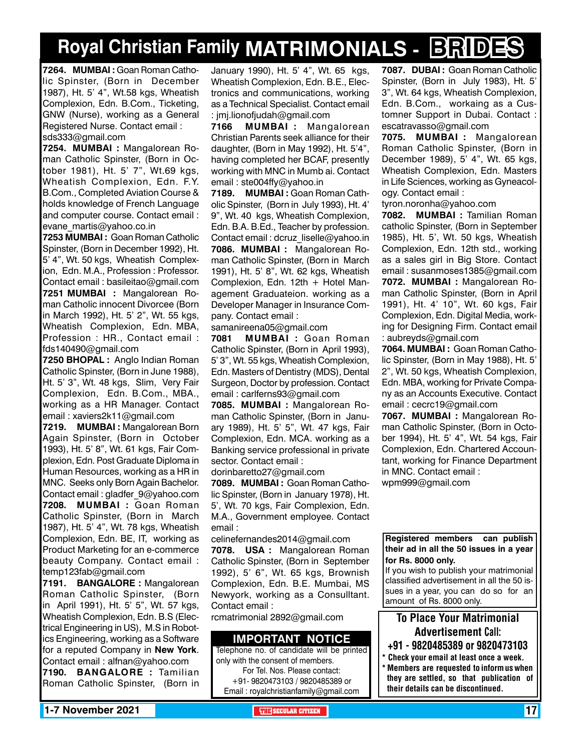# Royal Christian Family MATRIMONIALS - BRIDES

**7264. MUMBAI :** Goan Roman Catholic Spinster, (Born in December 1987), Ht. 5' 4", Wt.58 kgs, Wheatish Complexion, Edn. B.Com., Ticketing, GNW (Nurse), working as a General Registered Nurse. Contact email : sds333@gmail.com

**7254. MUMBAI :** Mangalorean Roman Catholic Spinster, (Born in October 1981), Ht. 5' 7", Wt.69 kgs, Wheatish Complexion, Edn. F.Y. B.Com., Completed Aviation Course & holds knowledge of French Language and computer course. Contact email : evane_martis@yahoo.co.in

**7253 MUMBAI :** Goan Roman Catholic Spinster, (Born in December 1992), Ht. 5' 4", Wt. 50 kgs, Wheatish Complexion, Edn. M.A., Profession : Professor. Contact email : basileitao@gmail.com

**7251 MUMBAI :** Mangalorean Roman Catholic innocent Divorcee (Born in March 1992), Ht. 5' 2", Wt. 55 kgs, Wheatish Complexion, Edn. MBA, Profession : HR., Contact email : fds140490@gmail.com

**7250 BHOPAL :** Anglo Indian Roman Catholic Spinster, (Born in June 1988), Ht. 5' 3", Wt. 48 kgs, Slim, Very Fair Complexion, Edn. B.Com., MBA., working as a HR Manager. Contact email : xaviers2k11@gmail.com

**7219. MUMBAI :** Mangalorean Born Again Spinster, (Born in October 1993), Ht. 5' 8", Wt. 61 kgs, Fair Complexion, Edn. Post Graduate Diploma in Human Resources, working as a HR in MNC. Seeks only Born Again Bachelor. Contact email : gladfer_9@yahoo.com

**7208. MUMBAI :** Goan Roman Catholic Spinster, (Born in March 1987), Ht. 5' 4", Wt. 78 kgs, Wheatish Complexion, Edn. BE, IT, working as Product Marketing for an e-commerce beauty Company. Contact email : temp123fab@gmail.com

**7191. BANGALORE :** Mangalorean Roman Catholic Spinster, (Born in April 1991), Ht. 5' 5", Wt. 57 kgs, Wheatish Complexion, Edn. B.S (Electrical Engineering in US), M.S in Robotics Engineering, working as a Software for a reputed Company in **New York**. Contact email : alfnan@yahoo.com

**7190. BANGALORE :** Tamilian Roman Catholic Spinster, (Born in January 1990), Ht. 5' 4", Wt. 65 kgs, Wheatish Complexion, Edn. B.E., Electronics and communications, working as a Technical Specialist. Contact email : jmj.lionofjudah@gmail.com

**7166 MUMBAI :** Mangalorean Christian Parents seek alliance for their daughter, (Born in May 1992), Ht. 5'4", having completed her BCAF, presently working with MNC in Mumb ai. Contact email : ste004ffy@yahoo.in

**7189. MUMBAI :** Goan Roman Catholic Spinster, (Born in July 1993), Ht. 4' 9", Wt. 40 kgs, Wheatish Complexion, Edn. B.A. B.Ed., Teacher by profession. Contact email : dcruz_liselle@yahoo.in

**7086. MUMBAI :** Mangalorean Roman Catholic Spinster, (Born in March 1991), Ht. 5' 8", Wt. 62 kgs, Wheatish Complexion, Edn. 12th + Hotel Management Graduateion. working as a Developer Manager in Insurance Company. Contact email : samanireena05@gmail.com

**7081 MUMBAI :** Goan Roman Catholic Spinster, (Born in April 1993), 5' 3", Wt. 55 kgs, Wheatish Complexion, Edn. Masters of Dentistry (MDS), Dental Surgeon, Doctor by profession. Contact email : carlferns93@gmail.com

**7085. MUMBAI :** Mangalorean Roman Catholic Spinster, (Born in January 1989), Ht. 5' 5", Wt. 47 kgs, Fair Complexion, Edn. MCA. working as a Banking service professional in private sector. Contact email : dorinbaretto27@gmail.com

**7089. MUMBAI :** Goan Roman Catholic Spinster, (Born in January 1978), Ht. 5', Wt. 70 kgs, Fair Complexion, Edn. M.A., Government employee. Contact email : celinefernandes2014@gmail.com

**7078. USA :** Mangalorean Roman Catholic Spinster, (Born in September 1992), 5' 6", Wt. 65 kgs, Brownish Complexion, Edn. B.E. Mumbai, MS Newyork, working as a Consulltant. Contact email : rcmatrimonial 2892@gmail.com

**7087. DUBAI :** Goan Roman Catholic Spinster, (Born in July 1983), Ht. 5' 3", Wt. 64 kgs, Wheatish Complexion, Edn. B.Com., workaing as a Customner Support in Dubai. Contact : escatravasso@gmail.com

**7075. MUMBAI :** Mangalorean Roman Catholic Spinster, (Born in December 1989), 5' 4", Wt. 65 kgs, Wheatish Complexion, Edn. Masters in Life Sciences, working as Gyneacology. Contact email : tyron.noronha@yahoo.com

**7082. MUMBAI :** Tamilian Roman catholic Spinster, (Born in September 1985), Ht. 5', Wt. 50 kgs, Wheatish Complexion, Edn. 12th std., working as a sales girl in Big Store. Contact email : susanmoses1385@gmail.com

**7072. MUMBAI :** Mangalorean Roman Catholic Spinster, (Born in April 1991), Ht. 4' 10", Wt. 60 kgs, Fair Complexion, Edn. Digital Media, working for Designing Firm. Contact email : aubreyds@gmail.com

**7064. MUMBAI :** Goan Roman Catholic Spinster, (Born in May 1988), Ht. 5' 2", Wt. 50 kgs, Wheatish Complexion, Edn. MBA, working for Private Company as an Accounts Executive. Contact email : cecrc19@gmail.com

**7067. MUMBAI :** Mangalorean Roman Catholic Spinster, (Born in October 1994), Ht. 5' 4", Wt. 54 kgs, Fair Complexion, Edn. Chartered Accountant, working for Finance Department in MNC. Contact email : wpm999@gmail.com

## IMPORTANT NOTICE

Telephone no. of candidate will be printed only with the consent of members.
For Tel. Nos. Please contact:
+91- 9820473103 / 9820485389 or
Email : royalchristianfamily@gmail.com

**Registered members can publish their ad in all the 50 issues in a year for Rs. 8000 only.**
If you wish to publish your matrimonial classified advertisement in all the 50 issues in a year, you can do so for an amount of Rs. 8000 only.

## To Place Your Matrimonial Advertisement Call:
## +91 - 9820485389 or 9820473103

- **Check your email at least once a week.**
- **Members are requested to inform us when they are settled, so that publication of their details can be discontinued.**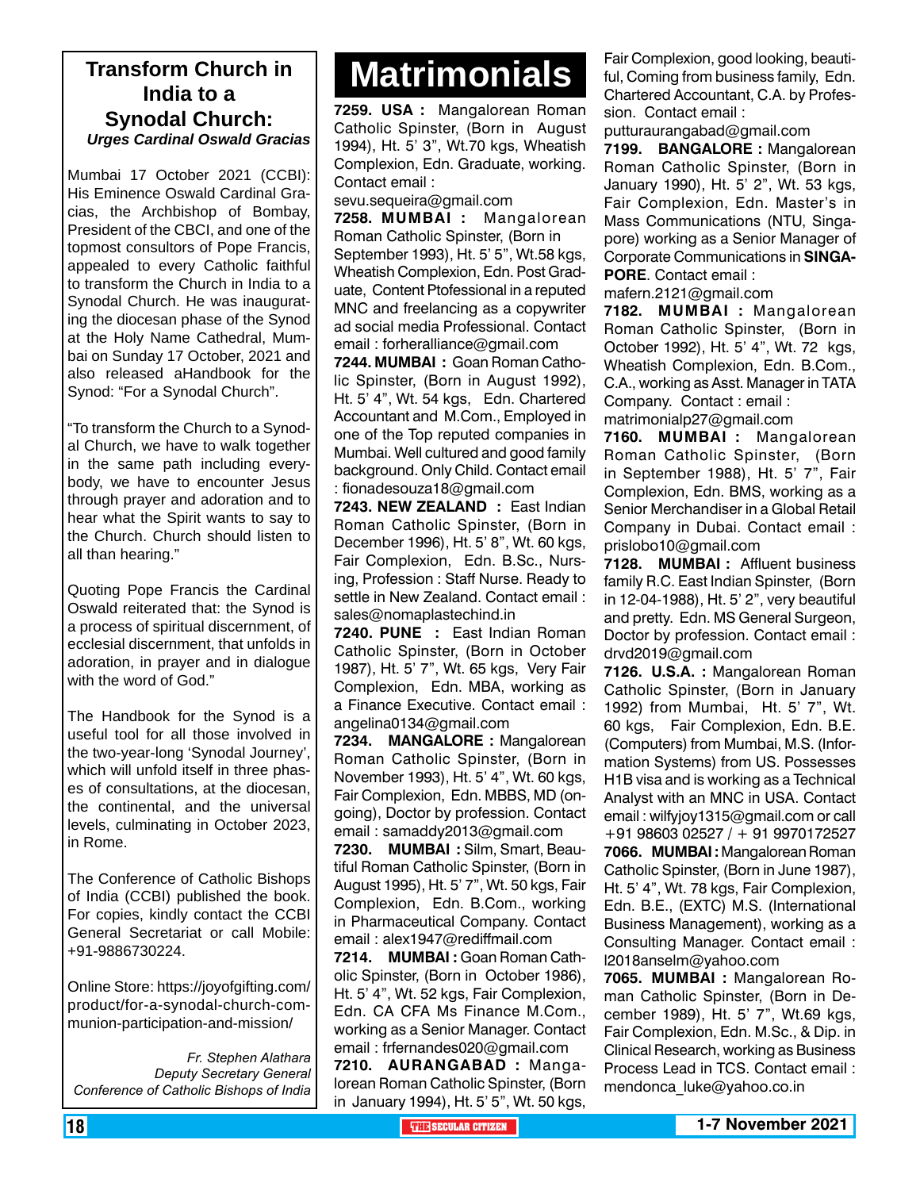## Transform Church in India to a Synodal Church:

***Urges Cardinal Oswald Gracias***

Mumbai 17 October 2021 (CCBI): His Eminence Oswald Cardinal Gracias, the Archbishop of Bombay, President of the CBCI, and one of the topmost consultors of Pope Francis, appealed to every Catholic faithful to transform the Church in India to a Synodal Church. He was inaugurating the diocesan phase of the Synod at the Holy Name Cathedral, Mumbai on Sunday 17 October, 2021 and also released aHandbook for the Synod: "For a Synodal Church".

"To transform the Church to a Synodal Church, we have to walk together in the same path including everybody, we have to encounter Jesus through prayer and adoration and to hear what the Spirit wants to say to the Church. Church should listen to all than hearing."

Quoting Pope Francis the Cardinal Oswald reiterated that: the Synod is a process of spiritual discernment, of ecclesial discernment, that unfolds in adoration, in prayer and in dialogue with the word of God."

The Handbook for the Synod is a useful tool for all those involved in the two-year-long 'Synodal Journey', which will unfold itself in three phases of consultations, at the diocesan, the continental, and the universal levels, culminating in October 2023, in Rome.

The Conference of Catholic Bishops of India (CCBI) published the book. For copies, kindly contact the CCBI General Secretariat or call Mobile: +91-9886730224.

Online Store: https://joyofgifting.com/product/for-a-synodal-church-communion-participation-and-mission/

*Fr. Stephen Alathara*
*Deputy Secretary General*
*Conference of Catholic Bishops of India*

# Matrimonials

**7259. USA :** Mangalorean Roman Catholic Spinster, (Born in August 1994), Ht. 5' 3", Wt.70 kgs, Wheatish Complexion, Edn. Graduate, working. Contact email : sevu.sequeira@gmail.com

**7258. MUMBAI :** Mangalorean Roman Catholic Spinster, (Born in September 1993), Ht. 5' 5", Wt.58 kgs, Wheatish Complexion, Edn. Post Graduate, Content Ptofessional in a reputed MNC and freelancing as a copywriter ad social media Professional. Contact email : forheralliance@gmail.com

**7244. MUMBAI :** Goan Roman Catholic Spinster, (Born in August 1992), Ht. 5' 4", Wt. 54 kgs, Edn. Chartered Accountant and M.Com., Employed in one of the Top reputed companies in Mumbai. Well cultured and good family background. Only Child. Contact email : fionadesouza18@gmail.com

**7243. NEW ZEALAND :** East Indian Roman Catholic Spinster, (Born in December 1996), Ht. 5' 8", Wt. 60 kgs, Fair Complexion, Edn. B.Sc., Nursing, Profession : Staff Nurse. Ready to settle in New Zealand. Contact email : sales@nomaplastechind.in

**7240. PUNE :** East Indian Roman Catholic Spinster, (Born in October 1987), Ht. 5' 7", Wt. 65 kgs, Very Fair Complexion, Edn. MBA, working as a Finance Executive. Contact email : angelina0134@gmail.com

**7234. MANGALORE :** Mangalorean Roman Catholic Spinster, (Born in November 1993), Ht. 5' 4", Wt. 60 kgs, Fair Complexion, Edn. MBBS, MD (ongoing), Doctor by profession. Contact email : samaddy2013@gmail.com

**7230. MUMBAI :** Silm, Smart, Beautiful Roman Catholic Spinster, (Born in August 1995), Ht. 5' 7", Wt. 50 kgs, Fair Complexion, Edn. B.Com., working in Pharmaceutical Company. Contact email : alex1947@rediffmail.com

**7214. MUMBAI :** Goan Roman Catholic Spinster, (Born in October 1986), Ht. 5' 4", Wt. 52 kgs, Fair Complexion, Edn. CA CFA Ms Finance M.Com., working as a Senior Manager. Contact email : frfernandes020@gmail.com

**7210. AURANGABAD :** Mangalorean Roman Catholic Spinster, (Born in January 1994), Ht. 5' 5", Wt. 50 kgs, Fair Complexion, good looking, beautiful, Coming from business family, Edn. Chartered Accountant, C.A. by Profession. Contact email : putturaurangabad@gmail.com

**7199. BANGALORE :** Mangalorean Roman Catholic Spinster, (Born in January 1990), Ht. 5' 2", Wt. 53 kgs, Fair Complexion, Edn. Master's in Mass Communications (NTU, Singapore) working as a Senior Manager of Corporate Communications in **SINGAPORE**. Contact email : mafern.2121@gmail.com

**7182. MUMBAI :** Mangalorean Roman Catholic Spinster, (Born in October 1992), Ht. 5' 4", Wt. 72 kgs, Wheatish Complexion, Edn. B.Com., C.A., working as Asst. Manager in TATA Company. Contact : email : matrimonialp27@gmail.com

**7160. MUMBAI :** Mangalorean Roman Catholic Spinster, (Born in September 1988), Ht. 5' 7", Fair Complexion, Edn. BMS, working as a Senior Merchandiser in a Global Retail Company in Dubai. Contact email : prislobo10@gmail.com

**7128. MUMBAI :** Affluent business family R.C. East Indian Spinster, (Born in 12-04-1988), Ht. 5' 2", very beautiful and pretty. Edn. MS General Surgeon, Doctor by profession. Contact email : drvd2019@gmail.com

**7126. U.S.A. :** Mangalorean Roman Catholic Spinster, (Born in January 1992) from Mumbai, Ht. 5' 7", Wt. 60 kgs, Fair Complexion, Edn. B.E. (Computers) from Mumbai, M.S. (Information Systems) from US. Possesses H1B visa and is working as a Technical Analyst with an MNC in USA. Contact email : wilfyjoy1315@gmail.com or call +91 98603 02527 / + 91 9970172527

**7066. MUMBAI :** Mangalorean Roman Catholic Spinster, (Born in June 1987), Ht. 5' 4", Wt. 78 kgs, Fair Complexion, Edn. B.E., (EXTC) M.S. (International Business Management), working as a Consulting Manager. Contact email : l2018anselm@yahoo.com

**7065. MUMBAI :** Mangalorean Roman Catholic Spinster, (Born in December 1989), Ht. 5' 7", Wt.69 kgs, Fair Complexion, Edn. M.Sc., & Dip. in Clinical Research, working as Business Process Lead in TCS. Contact email : mendonca_luke@yahoo.co.in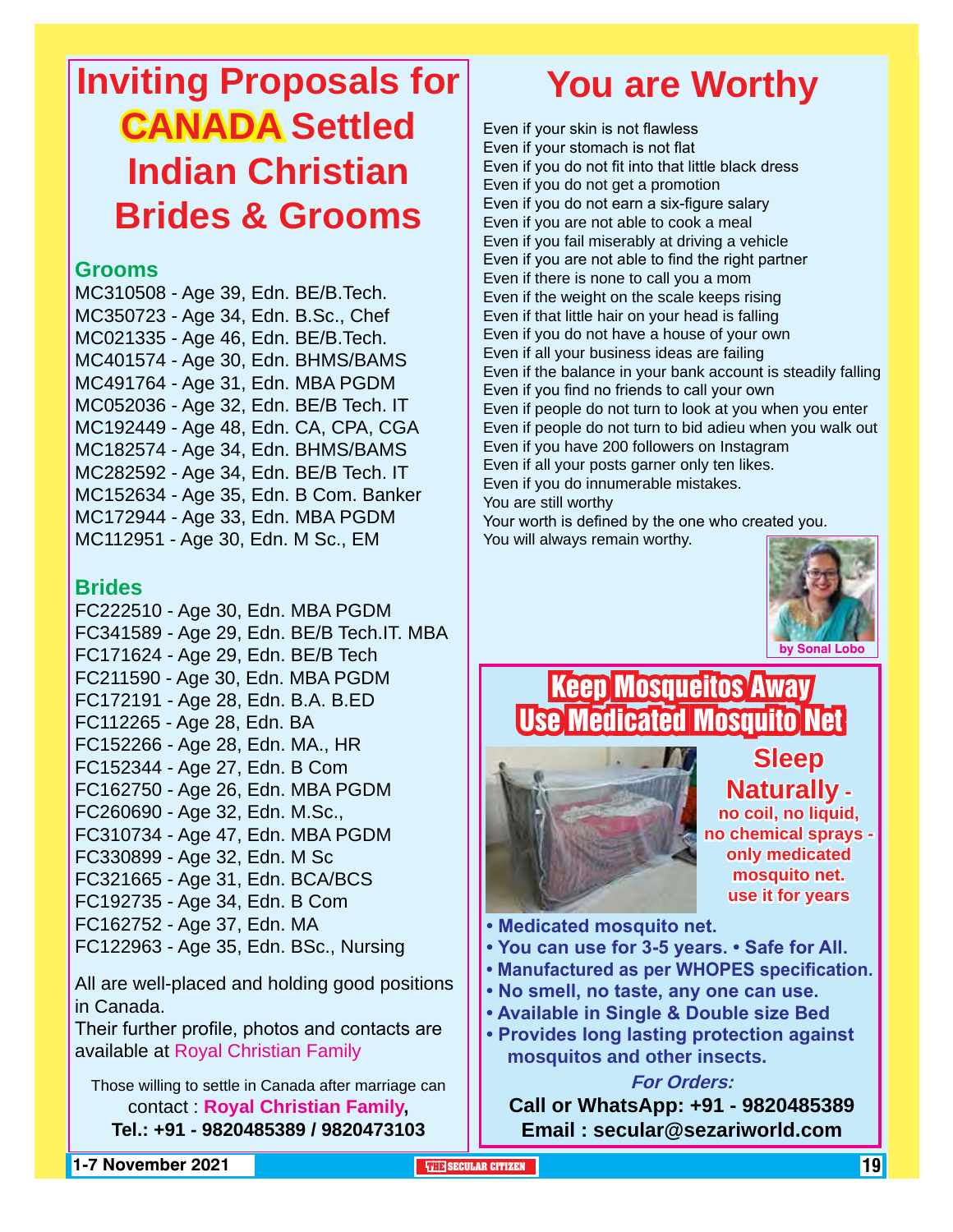# Inviting Proposals for CANADA Settled Indian Christian Brides & Grooms

## Grooms

MC310508 - Age 39, Edn. BE/B.Tech.
MC350723 - Age 34, Edn. B.Sc., Chef
MC021335 - Age 46, Edn. BE/B.Tech.
MC401574 - Age 30, Edn. BHMS/BAMS
MC491764 - Age 31, Edn. MBA PGDM
MC052036 - Age 32, Edn. BE/B Tech. IT
MC192449 - Age 48, Edn. CA, CPA, CGA
MC182574 - Age 34, Edn. BHMS/BAMS
MC282592 - Age 34, Edn. BE/B Tech. IT
MC152634 - Age 35, Edn. B Com. Banker
MC172944 - Age 33, Edn. MBA PGDM
MC112951 - Age 30, Edn. M Sc., EM

## Brides

FC222510 - Age 30, Edn. MBA PGDM
FC341589 - Age 29, Edn. BE/B Tech.IT. MBA
FC171624 - Age 29, Edn. BE/B Tech
FC211590 - Age 30, Edn. MBA PGDM
FC172191 - Age 28, Edn. B.A. B.ED
FC112265 - Age 28, Edn. BA
FC152266 - Age 28, Edn. MA., HR
FC152344 - Age 27, Edn. B Com
FC162750 - Age 26, Edn. MBA PGDM
FC260690 - Age 32, Edn. M.Sc.,
FC310734 - Age 47, Edn. MBA PGDM
FC330899 - Age 32, Edn. M Sc
FC321665 - Age 31, Edn. BCA/BCS
FC192735 - Age 34, Edn. B Com
FC162752 - Age 37, Edn. MA
FC122963 - Age 35, Edn. BSc., Nursing

All are well-placed and holding good positions in Canada.
Their further profile, photos and contacts are available at Royal Christian Family

Those willing to settle in Canada after marriage can contact : **Royal Christian Family**,
**Tel.: +91 - 9820485389 / 9820473103**

# You are Worthy

Even if your skin is not flawless
Even if your stomach is not flat
Even if you do not fit into that little black dress
Even if you do not get a promotion
Even if you do not earn a six-figure salary
Even if you are not able to cook a meal
Even if you fail miserably at driving a vehicle
Even if you are not able to find the right partner
Even if there is none to call you a mom
Even if the weight on the scale keeps rising
Even if that little hair on your head is falling
Even if you do not have a house of your own
Even if all your business ideas are failing
Even if the balance in your bank account is steadily falling
Even if you find no friends to call your own
Even if people do not turn to look at you when you enter
Even if people do not turn to bid adieu when you walk out
Even if you have 200 followers on Instagram
Even if all your posts garner only ten likes.
Even if you do innumerable mistakes.
You are still worthy
Your worth is defined by the one who created you.
You will always remain worthy.

**by Sonal Lobo**

# Keep Mosqueitos Away Use Medicated Mosquito Net

**Sleep Naturally - no coil, no liquid, no chemical sprays - only medicated mosquito net. use it for years**

- **Medicated mosquito net.**
- **You can use for 3-5 years.** • **Safe for All.**
- **Manufactured as per WHOPES specification.**
- **No smell, no taste, any one can use.**
- **Available in Single & Double size Bed**
- **Provides long lasting protection against mosquitos and other insects.**

***For Orders:***
**Call or WhatsApp: +91 - 9820485389**
**Email : secular@sezariworld.com**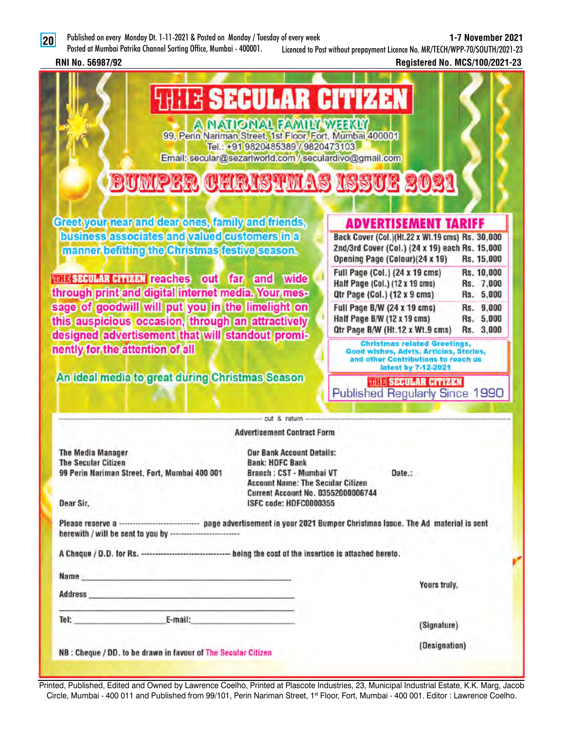RNI No. 56987/92

Registered No. MCS/100/2021-23

# THE SECULAR CITIZEN

A NATIONAL FAMILY WEEKLY

99, Perin Nariman Street, 1st Floor, Fort, Mumbai 400001

Tel.: +91 9820485389 / 9820473103

Email: secular@sezariworld.com / seculardivo@gmail.com

## BUMPER CHRISTMAS ISSUE 2021

Greet your near and dear ones, family and friends, business associates and valued customers in a manner befitting the Christmas festive season.

THE SECULAR CITIZEN reaches out far and wide through print and digital internet media. Your message of goodwill will put you in the limelight on this auspicious occasion, through an attractively designed advertisement that will standout prominently for the attention of all

An ideal media to great during Christmas Season

### ADVERTISEMENT TARIFF

| | |
|---|---|
| Back Cover (Col.)(Ht.22 x Wt.19 cms) | Rs. 30,000 |
| 2nd/3rd Cover (Col.) (24 x 19) each | Rs. 15,000 |
| Opening Page (Colour)(24 x 19) | Rs. 15,000 |
| Full Page (Col.) (24 x 19 cms) | Rs. 10,000 |
| Half Page (Col.) (12 x 19 cms) | Rs. 7,000 |
| Qtr Page (Col.) (12 x 9 cms) | Rs. 5,000 |
| Full Page B/W (24 x 19 cms) | Rs. 9,000 |
| Half Page B/W (12 x 19 cms) | Rs. 5,000 |
| Qtr Page B/W (Ht.12 x Wt.9 cms) | Rs. 3,000 |

Christmas related Greetings, Good wishes, Advts, Articles, Stories, and other Contributions to reach us latest by 7-12-2021

THE SECULAR CITIZEN
Published Regularly Since 1990

---------- cut & return ----------

### Advertisement Contract Form

The Media Manager
The Secular Citizen
99 Perin Nariman Street, Fort, Mumbai 400 001

Our Bank Account Details:
Bank: HDFC Bank
Branch : CST - Mumbai VT
Account Name: The Secular Citizen
Current Account No. 03552000006744
ISFC code: HDFC0000355

Date.:

Dear Sir,

Please reserve a ---------------------------- page advertisement in your 2021 Bumper Christmas Issue. The Ad material is sent herewith / will be sent to you by ------------------------

A Cheque / D.D. for Rs. ------------------------------- being the cost of the insertion is attached hereto.

Name ____________________________________________

Address __________________________________________

_________________________________________________

Tel: ____________________ E-mail: _____________________

Yours truly,

(Signature)

(Designation)

NB : Cheque / DD. to be drawn in favour of The Secular Citizen

Printed, Published, Edited and Owned by Lawrence Coelho, Printed at Plascote Industries, 23, Municipal Industrial Estate, K.K. Marg, Jacob Circle, Mumbai - 400 011 and Published from 99/101, Perin Nariman Street, 1st Floor, Fort, Mumbai - 400 001. Editor : Lawrence Coelho.